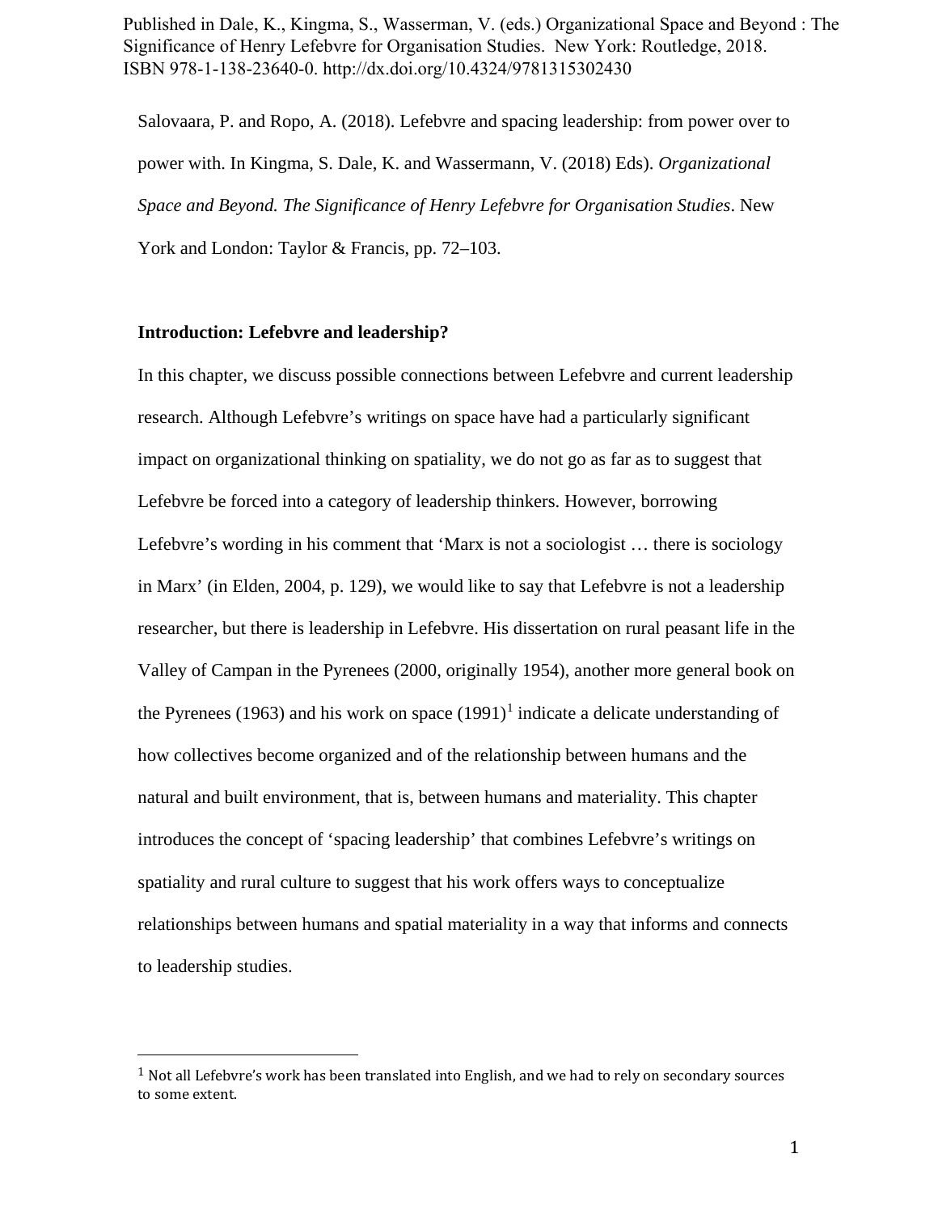Published in Dale, K., Kingma, S., Wasserman, V. (eds.) Organizational Space and Beyond : The Significance of Henry Lefebvre for Organisation Studies. New York: Routledge, 2018. ISBN 978-1-138-23640-0. http://dx.doi.org/10.4324/9781315302430

Salovaara, P. and Ropo, A. (2018). Lefebvre and spacing leadership: from power over to power with. In Kingma, S. Dale, K. and Wassermann, V. (2018) Eds). *Organizational Space and Beyond. The Significance of Henry Lefebvre for Organisation Studies*. New York and London: Taylor & Francis, pp. 72–103.

## Introduction: Lefebvre and leadership?

In this chapter, we discuss possible connections between Lefebvre and current leadership research. Although Lefebvre's writings on space have had a particularly significant impact on organizational thinking on spatiality, we do not go as far as to suggest that Lefebvre be forced into a category of leadership thinkers. However, borrowing Lefebvre's wording in his comment that 'Marx is not a sociologist … there is sociology in Marx' (in Elden, 2004, p. 129), we would like to say that Lefebvre is not a leadership researcher, but there is leadership in Lefebvre. His dissertation on rural peasant life in the Valley of Campan in the Pyrenees (2000, originally 1954), another more general book on the Pyrenees (1963) and his work on space (1991)[1] indicate a delicate understanding of how collectives become organized and of the relationship between humans and the natural and built environment, that is, between humans and materiality. This chapter introduces the concept of 'spacing leadership' that combines Lefebvre's writings on spatiality and rural culture to suggest that his work offers ways to conceptualize relationships between humans and spatial materiality in a way that informs and connects to leadership studies.

[1] Not all Lefebvre's work has been translated into English, and we had to rely on secondary sources to some extent.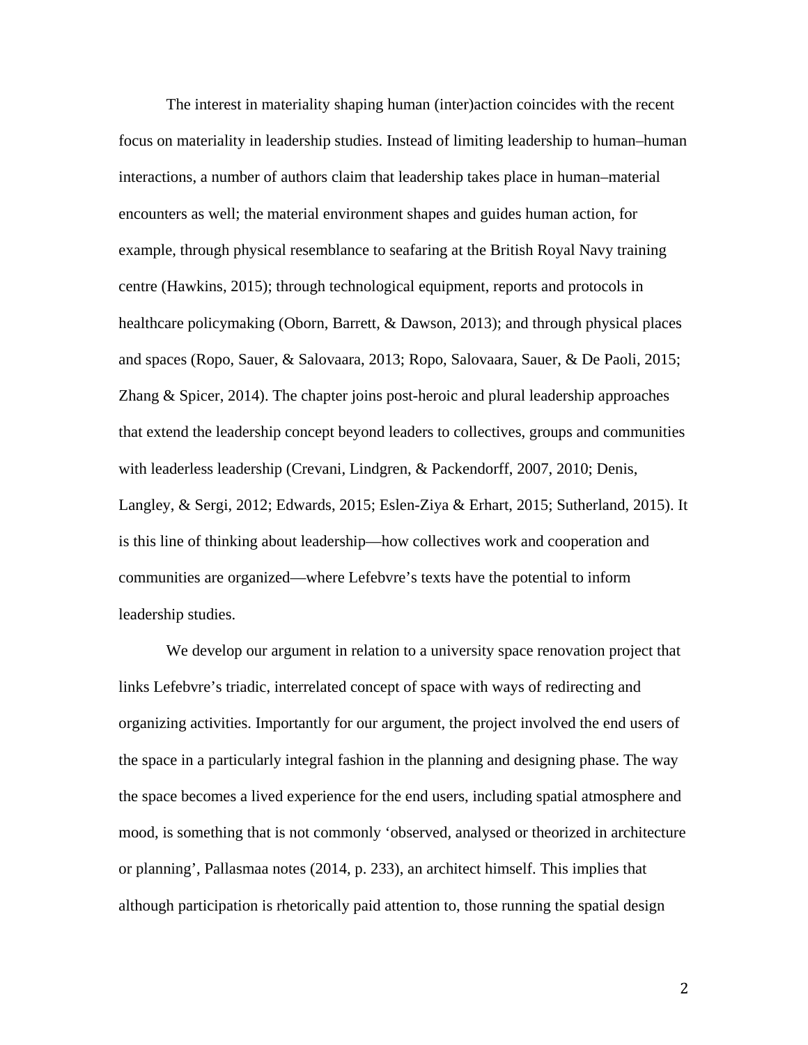The interest in materiality shaping human (inter)action coincides with the recent focus on materiality in leadership studies. Instead of limiting leadership to human–human interactions, a number of authors claim that leadership takes place in human–material encounters as well; the material environment shapes and guides human action, for example, through physical resemblance to seafaring at the British Royal Navy training centre (Hawkins, 2015); through technological equipment, reports and protocols in healthcare policymaking (Oborn, Barrett, & Dawson, 2013); and through physical places and spaces (Ropo, Sauer, & Salovaara, 2013; Ropo, Salovaara, Sauer, & De Paoli, 2015; Zhang & Spicer, 2014). The chapter joins post-heroic and plural leadership approaches that extend the leadership concept beyond leaders to collectives, groups and communities with leaderless leadership (Crevani, Lindgren, & Packendorff, 2007, 2010; Denis, Langley, & Sergi, 2012; Edwards, 2015; Eslen-Ziya & Erhart, 2015; Sutherland, 2015). It is this line of thinking about leadership—how collectives work and cooperation and communities are organized—where Lefebvre's texts have the potential to inform leadership studies.

We develop our argument in relation to a university space renovation project that links Lefebvre's triadic, interrelated concept of space with ways of redirecting and organizing activities. Importantly for our argument, the project involved the end users of the space in a particularly integral fashion in the planning and designing phase. The way the space becomes a lived experience for the end users, including spatial atmosphere and mood, is something that is not commonly 'observed, analysed or theorized in architecture or planning', Pallasmaa notes (2014, p. 233), an architect himself. This implies that although participation is rhetorically paid attention to, those running the spatial design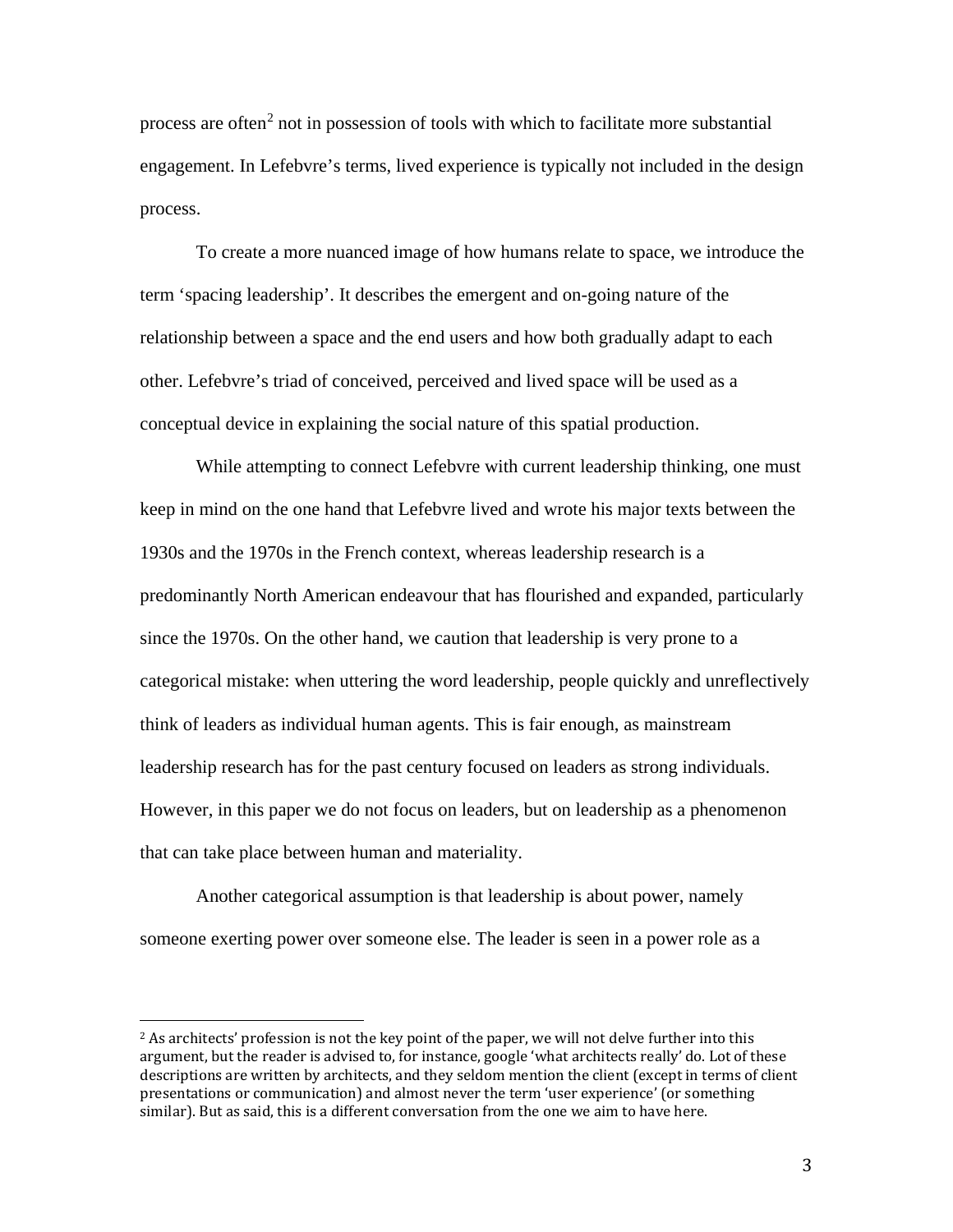process are often[2] not in possession of tools with which to facilitate more substantial engagement. In Lefebvre's terms, lived experience is typically not included in the design process.

To create a more nuanced image of how humans relate to space, we introduce the term 'spacing leadership'. It describes the emergent and on-going nature of the relationship between a space and the end users and how both gradually adapt to each other. Lefebvre's triad of conceived, perceived and lived space will be used as a conceptual device in explaining the social nature of this spatial production.

While attempting to connect Lefebvre with current leadership thinking, one must keep in mind on the one hand that Lefebvre lived and wrote his major texts between the 1930s and the 1970s in the French context, whereas leadership research is a predominantly North American endeavour that has flourished and expanded, particularly since the 1970s. On the other hand, we caution that leadership is very prone to a categorical mistake: when uttering the word leadership, people quickly and unreflectively think of leaders as individual human agents. This is fair enough, as mainstream leadership research has for the past century focused on leaders as strong individuals. However, in this paper we do not focus on leaders, but on leadership as a phenomenon that can take place between human and materiality.

Another categorical assumption is that leadership is about power, namely someone exerting power over someone else. The leader is seen in a power role as a

---

[2] As architects' profession is not the key point of the paper, we will not delve further into this argument, but the reader is advised to, for instance, google 'what architects really' do. Lot of these descriptions are written by architects, and they seldom mention the client (except in terms of client presentations or communication) and almost never the term 'user experience' (or something similar). But as said, this is a different conversation from the one we aim to have here.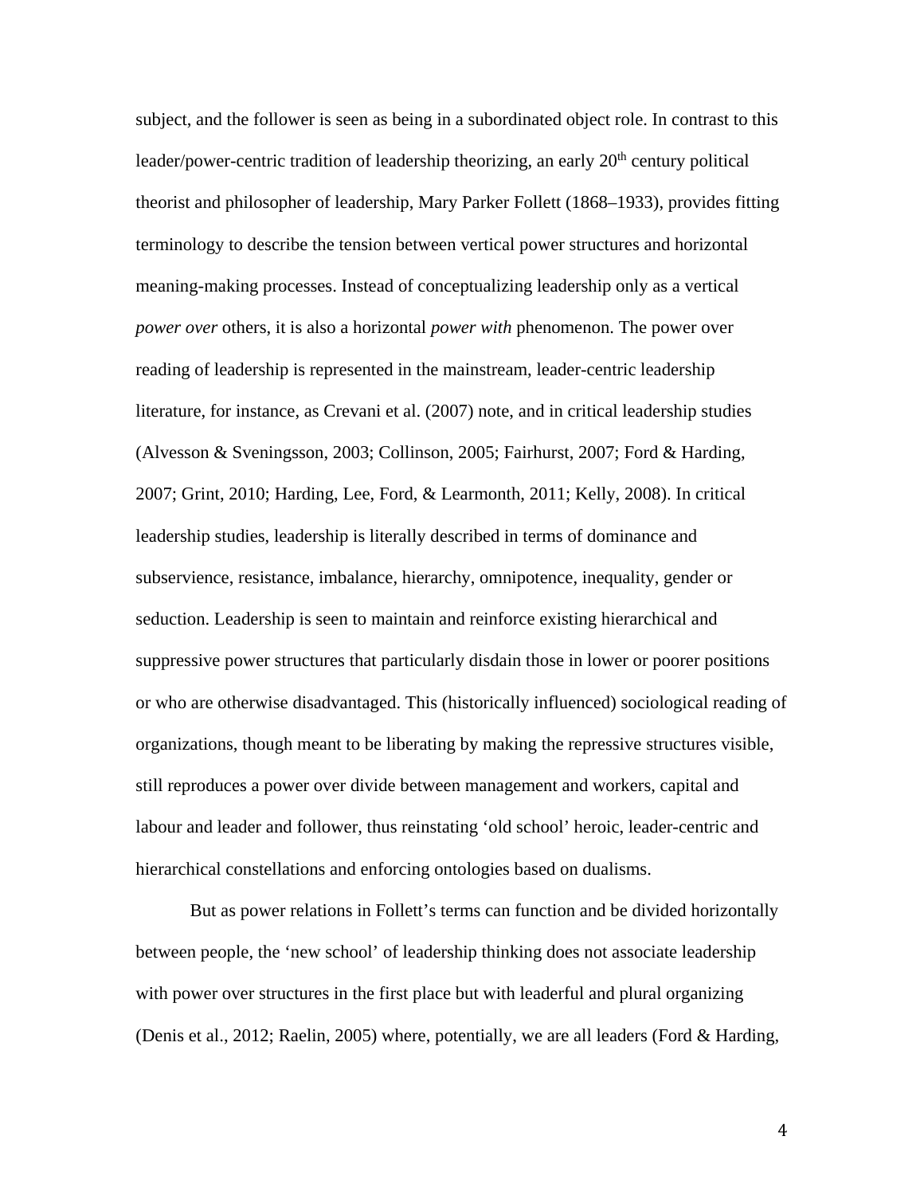subject, and the follower is seen as being in a subordinated object role. In contrast to this leader/power-centric tradition of leadership theorizing, an early 20th century political theorist and philosopher of leadership, Mary Parker Follett (1868–1933), provides fitting terminology to describe the tension between vertical power structures and horizontal meaning-making processes. Instead of conceptualizing leadership only as a vertical *power over* others, it is also a horizontal *power with* phenomenon. The power over reading of leadership is represented in the mainstream, leader-centric leadership literature, for instance, as Crevani et al. (2007) note, and in critical leadership studies (Alvesson & Sveningsson, 2003; Collinson, 2005; Fairhurst, 2007; Ford & Harding, 2007; Grint, 2010; Harding, Lee, Ford, & Learmonth, 2011; Kelly, 2008). In critical leadership studies, leadership is literally described in terms of dominance and subservience, resistance, imbalance, hierarchy, omnipotence, inequality, gender or seduction. Leadership is seen to maintain and reinforce existing hierarchical and suppressive power structures that particularly disdain those in lower or poorer positions or who are otherwise disadvantaged. This (historically influenced) sociological reading of organizations, though meant to be liberating by making the repressive structures visible, still reproduces a power over divide between management and workers, capital and labour and leader and follower, thus reinstating 'old school' heroic, leader-centric and hierarchical constellations and enforcing ontologies based on dualisms.

But as power relations in Follett's terms can function and be divided horizontally between people, the 'new school' of leadership thinking does not associate leadership with power over structures in the first place but with leaderful and plural organizing (Denis et al., 2012; Raelin, 2005) where, potentially, we are all leaders (Ford & Harding,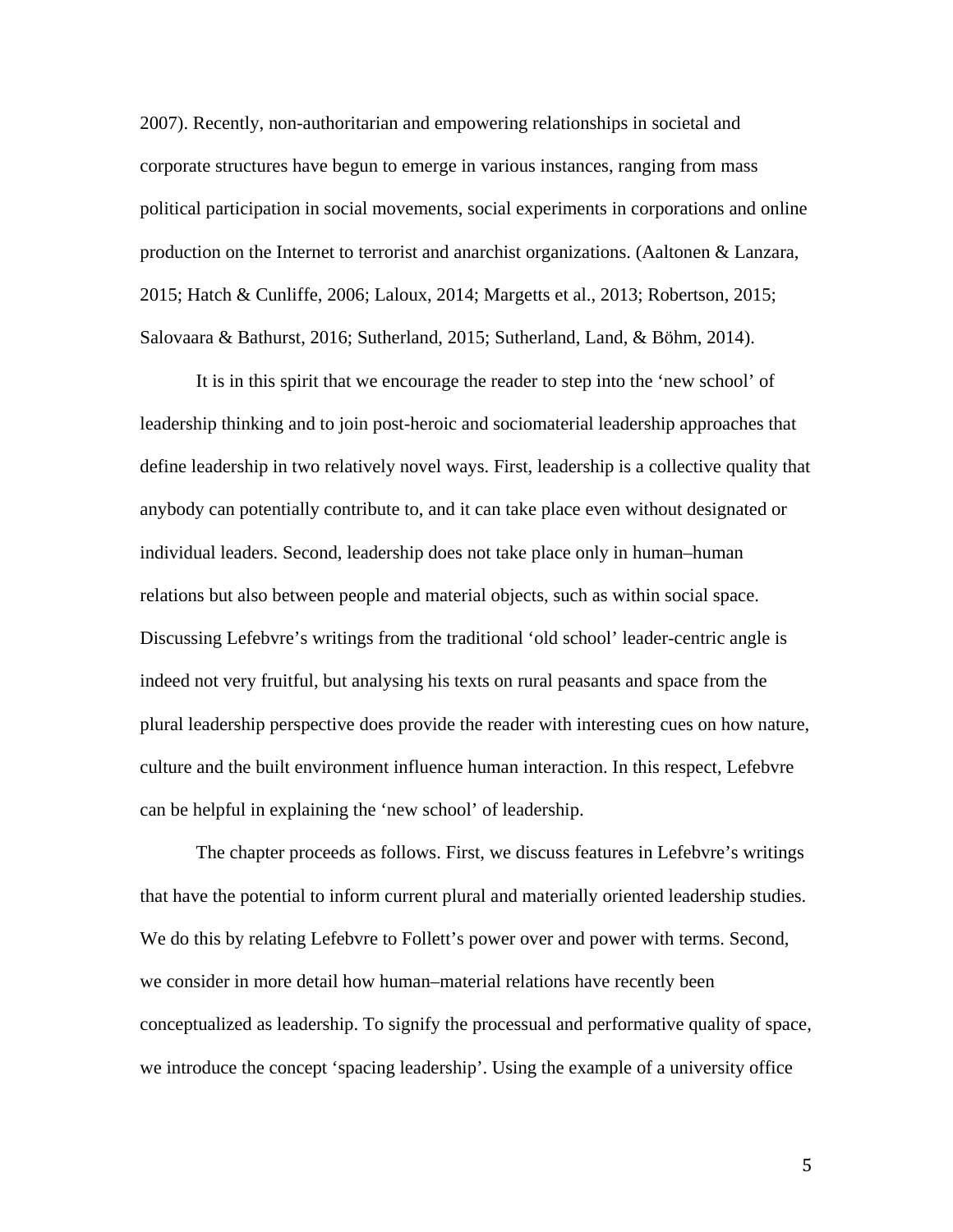2007). Recently, non-authoritarian and empowering relationships in societal and corporate structures have begun to emerge in various instances, ranging from mass political participation in social movements, social experiments in corporations and online production on the Internet to terrorist and anarchist organizations. (Aaltonen & Lanzara, 2015; Hatch & Cunliffe, 2006; Laloux, 2014; Margetts et al., 2013; Robertson, 2015; Salovaara & Bathurst, 2016; Sutherland, 2015; Sutherland, Land, & Böhm, 2014).

It is in this spirit that we encourage the reader to step into the 'new school' of leadership thinking and to join post-heroic and sociomaterial leadership approaches that define leadership in two relatively novel ways. First, leadership is a collective quality that anybody can potentially contribute to, and it can take place even without designated or individual leaders. Second, leadership does not take place only in human–human relations but also between people and material objects, such as within social space. Discussing Lefebvre's writings from the traditional 'old school' leader-centric angle is indeed not very fruitful, but analysing his texts on rural peasants and space from the plural leadership perspective does provide the reader with interesting cues on how nature, culture and the built environment influence human interaction. In this respect, Lefebvre can be helpful in explaining the 'new school' of leadership.

The chapter proceeds as follows. First, we discuss features in Lefebvre's writings that have the potential to inform current plural and materially oriented leadership studies. We do this by relating Lefebvre to Follett's power over and power with terms. Second, we consider in more detail how human–material relations have recently been conceptualized as leadership. To signify the processual and performative quality of space, we introduce the concept 'spacing leadership'. Using the example of a university office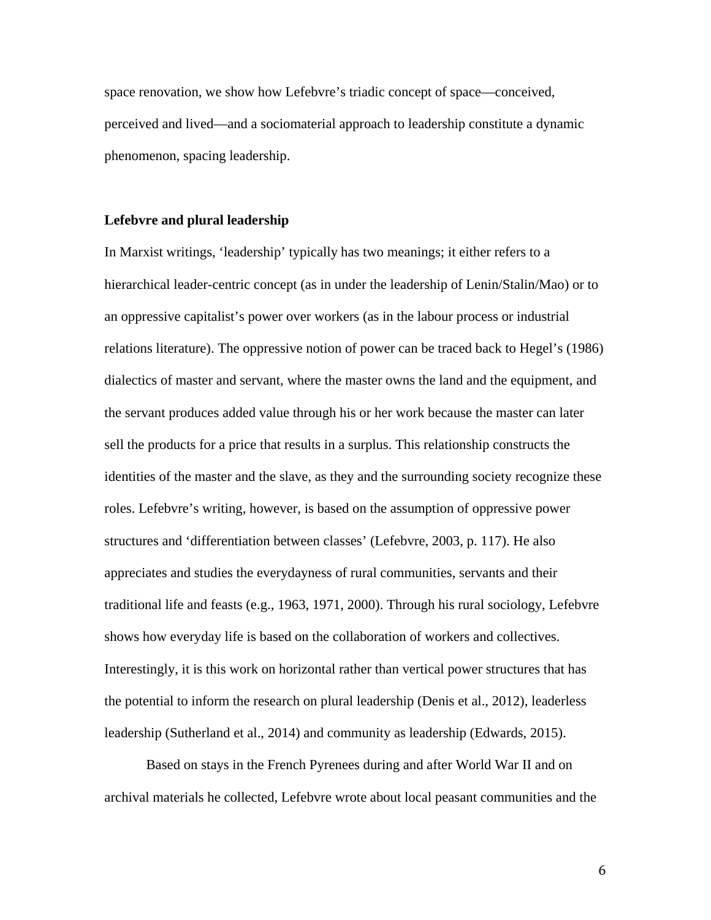space renovation, we show how Lefebvre's triadic concept of space—conceived, perceived and lived—and a sociomaterial approach to leadership constitute a dynamic phenomenon, spacing leadership.

## Lefebvre and plural leadership

In Marxist writings, 'leadership' typically has two meanings; it either refers to a hierarchical leader-centric concept (as in under the leadership of Lenin/Stalin/Mao) or to an oppressive capitalist's power over workers (as in the labour process or industrial relations literature). The oppressive notion of power can be traced back to Hegel's (1986) dialectics of master and servant, where the master owns the land and the equipment, and the servant produces added value through his or her work because the master can later sell the products for a price that results in a surplus. This relationship constructs the identities of the master and the slave, as they and the surrounding society recognize these roles. Lefebvre's writing, however, is based on the assumption of oppressive power structures and 'differentiation between classes' (Lefebvre, 2003, p. 117). He also appreciates and studies the everydayness of rural communities, servants and their traditional life and feasts (e.g., 1963, 1971, 2000). Through his rural sociology, Lefebvre shows how everyday life is based on the collaboration of workers and collectives. Interestingly, it is this work on horizontal rather than vertical power structures that has the potential to inform the research on plural leadership (Denis et al., 2012), leaderless leadership (Sutherland et al., 2014) and community as leadership (Edwards, 2015).

Based on stays in the French Pyrenees during and after World War II and on archival materials he collected, Lefebvre wrote about local peasant communities and the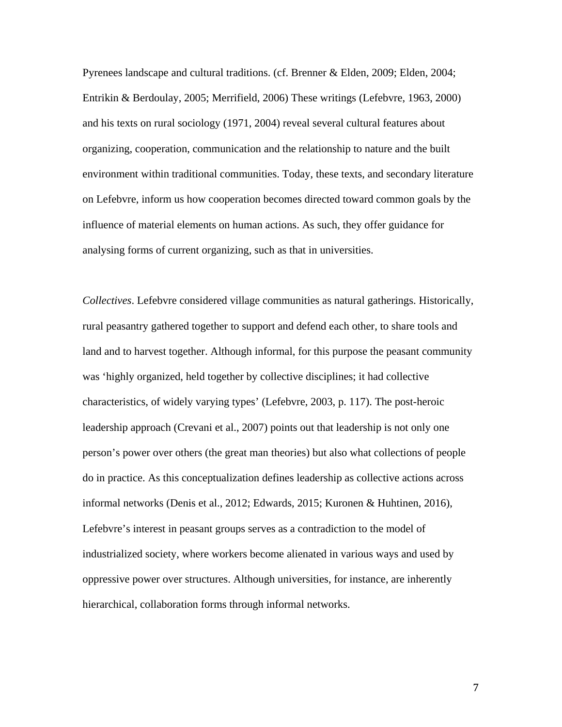Pyrenees landscape and cultural traditions. (cf. Brenner & Elden, 2009; Elden, 2004; Entrikin & Berdoulay, 2005; Merrifield, 2006) These writings (Lefebvre, 1963, 2000) and his texts on rural sociology (1971, 2004) reveal several cultural features about organizing, cooperation, communication and the relationship to nature and the built environment within traditional communities. Today, these texts, and secondary literature on Lefebvre, inform us how cooperation becomes directed toward common goals by the influence of material elements on human actions. As such, they offer guidance for analysing forms of current organizing, such as that in universities.

*Collectives*. Lefebvre considered village communities as natural gatherings. Historically, rural peasantry gathered together to support and defend each other, to share tools and land and to harvest together. Although informal, for this purpose the peasant community was 'highly organized, held together by collective disciplines; it had collective characteristics, of widely varying types' (Lefebvre, 2003, p. 117). The post-heroic leadership approach (Crevani et al., 2007) points out that leadership is not only one person's power over others (the great man theories) but also what collections of people do in practice. As this conceptualization defines leadership as collective actions across informal networks (Denis et al., 2012; Edwards, 2015; Kuronen & Huhtinen, 2016), Lefebvre's interest in peasant groups serves as a contradiction to the model of industrialized society, where workers become alienated in various ways and used by oppressive power over structures. Although universities, for instance, are inherently hierarchical, collaboration forms through informal networks.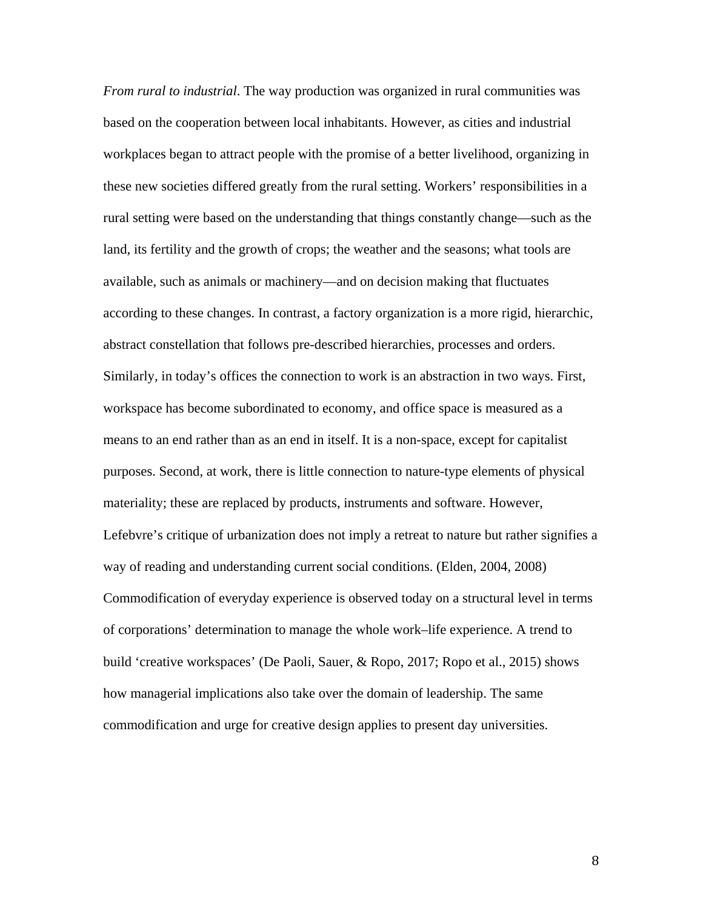*From rural to industrial*. The way production was organized in rural communities was based on the cooperation between local inhabitants. However, as cities and industrial workplaces began to attract people with the promise of a better livelihood, organizing in these new societies differed greatly from the rural setting. Workers' responsibilities in a rural setting were based on the understanding that things constantly change—such as the land, its fertility and the growth of crops; the weather and the seasons; what tools are available, such as animals or machinery—and on decision making that fluctuates according to these changes. In contrast, a factory organization is a more rigid, hierarchic, abstract constellation that follows pre-described hierarchies, processes and orders. Similarly, in today's offices the connection to work is an abstraction in two ways. First, workspace has become subordinated to economy, and office space is measured as a means to an end rather than as an end in itself. It is a non-space, except for capitalist purposes. Second, at work, there is little connection to nature-type elements of physical materiality; these are replaced by products, instruments and software. However, Lefebvre's critique of urbanization does not imply a retreat to nature but rather signifies a way of reading and understanding current social conditions. (Elden, 2004, 2008) Commodification of everyday experience is observed today on a structural level in terms of corporations' determination to manage the whole work–life experience. A trend to build 'creative workspaces' (De Paoli, Sauer, & Ropo, 2017; Ropo et al., 2015) shows how managerial implications also take over the domain of leadership. The same commodification and urge for creative design applies to present day universities.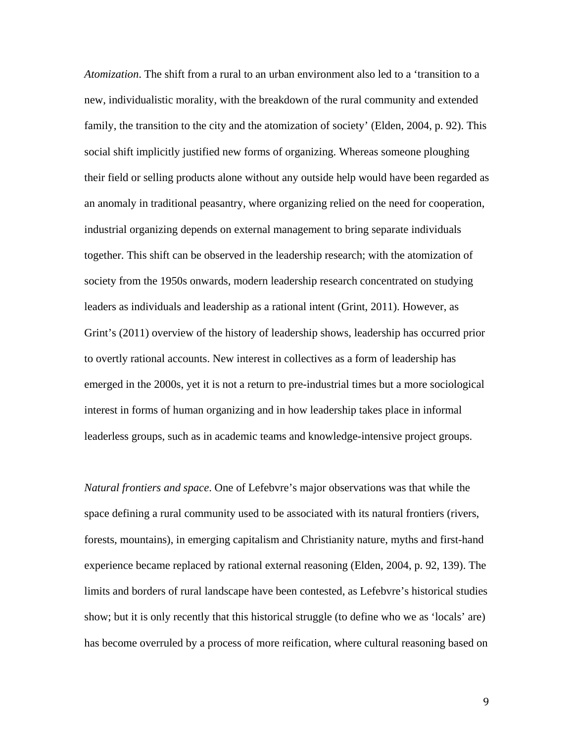*Atomization*. The shift from a rural to an urban environment also led to a 'transition to a new, individualistic morality, with the breakdown of the rural community and extended family, the transition to the city and the atomization of society' (Elden, 2004, p. 92). This social shift implicitly justified new forms of organizing. Whereas someone ploughing their field or selling products alone without any outside help would have been regarded as an anomaly in traditional peasantry, where organizing relied on the need for cooperation, industrial organizing depends on external management to bring separate individuals together. This shift can be observed in the leadership research; with the atomization of society from the 1950s onwards, modern leadership research concentrated on studying leaders as individuals and leadership as a rational intent (Grint, 2011). However, as Grint's (2011) overview of the history of leadership shows, leadership has occurred prior to overtly rational accounts. New interest in collectives as a form of leadership has emerged in the 2000s, yet it is not a return to pre-industrial times but a more sociological interest in forms of human organizing and in how leadership takes place in informal leaderless groups, such as in academic teams and knowledge-intensive project groups.

*Natural frontiers and space*. One of Lefebvre's major observations was that while the space defining a rural community used to be associated with its natural frontiers (rivers, forests, mountains), in emerging capitalism and Christianity nature, myths and first-hand experience became replaced by rational external reasoning (Elden, 2004, p. 92, 139). The limits and borders of rural landscape have been contested, as Lefebvre's historical studies show; but it is only recently that this historical struggle (to define who we as 'locals' are) has become overruled by a process of more reification, where cultural reasoning based on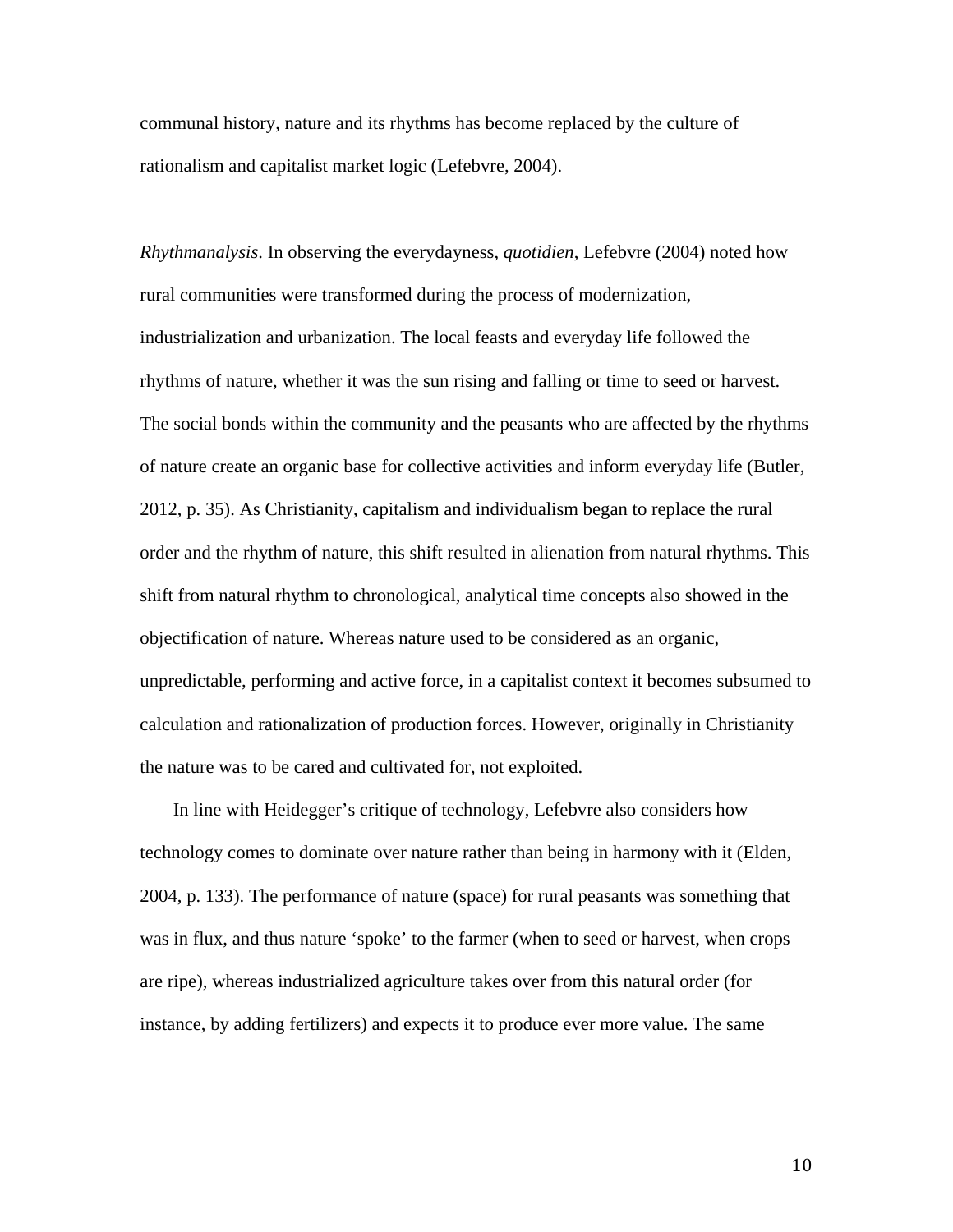communal history, nature and its rhythms has become replaced by the culture of rationalism and capitalist market logic (Lefebvre, 2004).

*Rhythmanalysis*. In observing the everydayness, *quotidien*, Lefebvre (2004) noted how rural communities were transformed during the process of modernization, industrialization and urbanization. The local feasts and everyday life followed the rhythms of nature, whether it was the sun rising and falling or time to seed or harvest. The social bonds within the community and the peasants who are affected by the rhythms of nature create an organic base for collective activities and inform everyday life (Butler, 2012, p. 35). As Christianity, capitalism and individualism began to replace the rural order and the rhythm of nature, this shift resulted in alienation from natural rhythms. This shift from natural rhythm to chronological, analytical time concepts also showed in the objectification of nature. Whereas nature used to be considered as an organic, unpredictable, performing and active force, in a capitalist context it becomes subsumed to calculation and rationalization of production forces. However, originally in Christianity the nature was to be cared and cultivated for, not exploited.

In line with Heidegger's critique of technology, Lefebvre also considers how technology comes to dominate over nature rather than being in harmony with it (Elden, 2004, p. 133). The performance of nature (space) for rural peasants was something that was in flux, and thus nature 'spoke' to the farmer (when to seed or harvest, when crops are ripe), whereas industrialized agriculture takes over from this natural order (for instance, by adding fertilizers) and expects it to produce ever more value. The same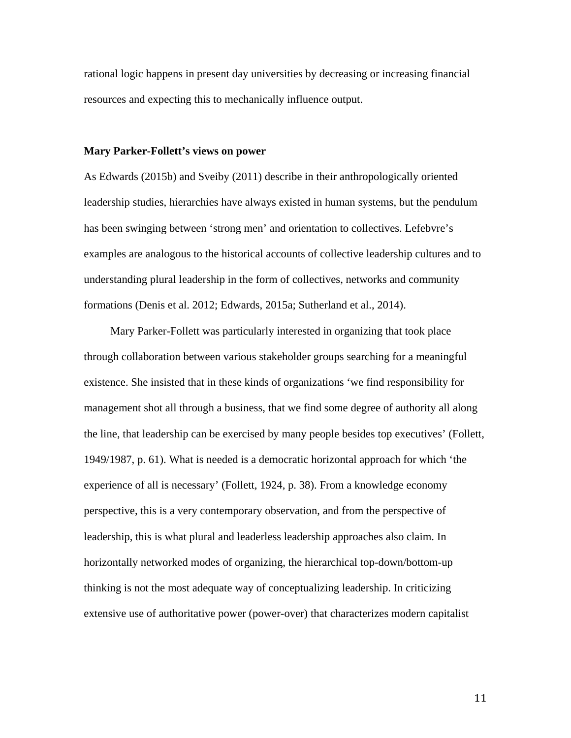rational logic happens in present day universities by decreasing or increasing financial resources and expecting this to mechanically influence output.

### Mary Parker-Follett's views on power

As Edwards (2015b) and Sveiby (2011) describe in their anthropologically oriented leadership studies, hierarchies have always existed in human systems, but the pendulum has been swinging between 'strong men' and orientation to collectives. Lefebvre's examples are analogous to the historical accounts of collective leadership cultures and to understanding plural leadership in the form of collectives, networks and community formations (Denis et al. 2012; Edwards, 2015a; Sutherland et al., 2014).

Mary Parker-Follett was particularly interested in organizing that took place through collaboration between various stakeholder groups searching for a meaningful existence. She insisted that in these kinds of organizations 'we find responsibility for management shot all through a business, that we find some degree of authority all along the line, that leadership can be exercised by many people besides top executives' (Follett, 1949/1987, p. 61). What is needed is a democratic horizontal approach for which 'the experience of all is necessary' (Follett, 1924, p. 38). From a knowledge economy perspective, this is a very contemporary observation, and from the perspective of leadership, this is what plural and leaderless leadership approaches also claim. In horizontally networked modes of organizing, the hierarchical top-down/bottom-up thinking is not the most adequate way of conceptualizing leadership. In criticizing extensive use of authoritative power (power-over) that characterizes modern capitalist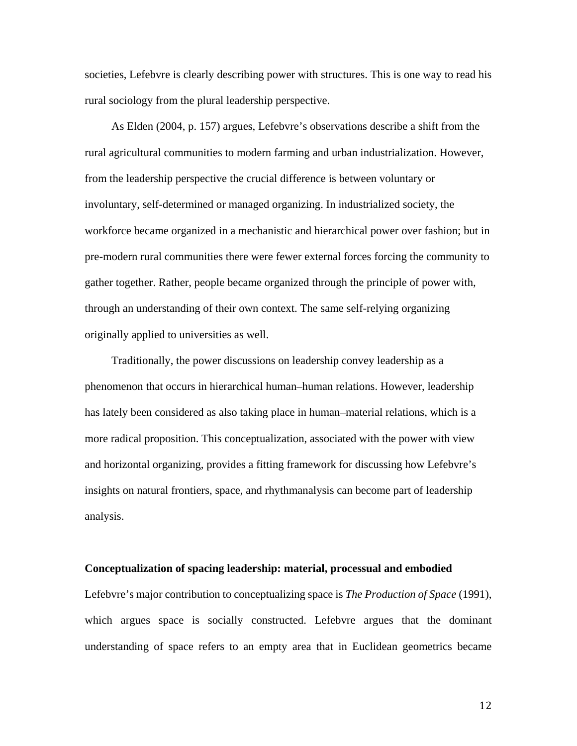societies, Lefebvre is clearly describing power with structures. This is one way to read his rural sociology from the plural leadership perspective.

As Elden (2004, p. 157) argues, Lefebvre's observations describe a shift from the rural agricultural communities to modern farming and urban industrialization. However, from the leadership perspective the crucial difference is between voluntary or involuntary, self-determined or managed organizing. In industrialized society, the workforce became organized in a mechanistic and hierarchical power over fashion; but in pre-modern rural communities there were fewer external forces forcing the community to gather together. Rather, people became organized through the principle of power with, through an understanding of their own context. The same self-relying organizing originally applied to universities as well.

Traditionally, the power discussions on leadership convey leadership as a phenomenon that occurs in hierarchical human–human relations. However, leadership has lately been considered as also taking place in human–material relations, which is a more radical proposition. This conceptualization, associated with the power with view and horizontal organizing, provides a fitting framework for discussing how Lefebvre's insights on natural frontiers, space, and rhythmanalysis can become part of leadership analysis.

**Conceptualization of spacing leadership: material, processual and embodied**

Lefebvre's major contribution to conceptualizing space is *The Production of Space* (1991), which argues space is socially constructed. Lefebvre argues that the dominant understanding of space refers to an empty area that in Euclidean geometrics became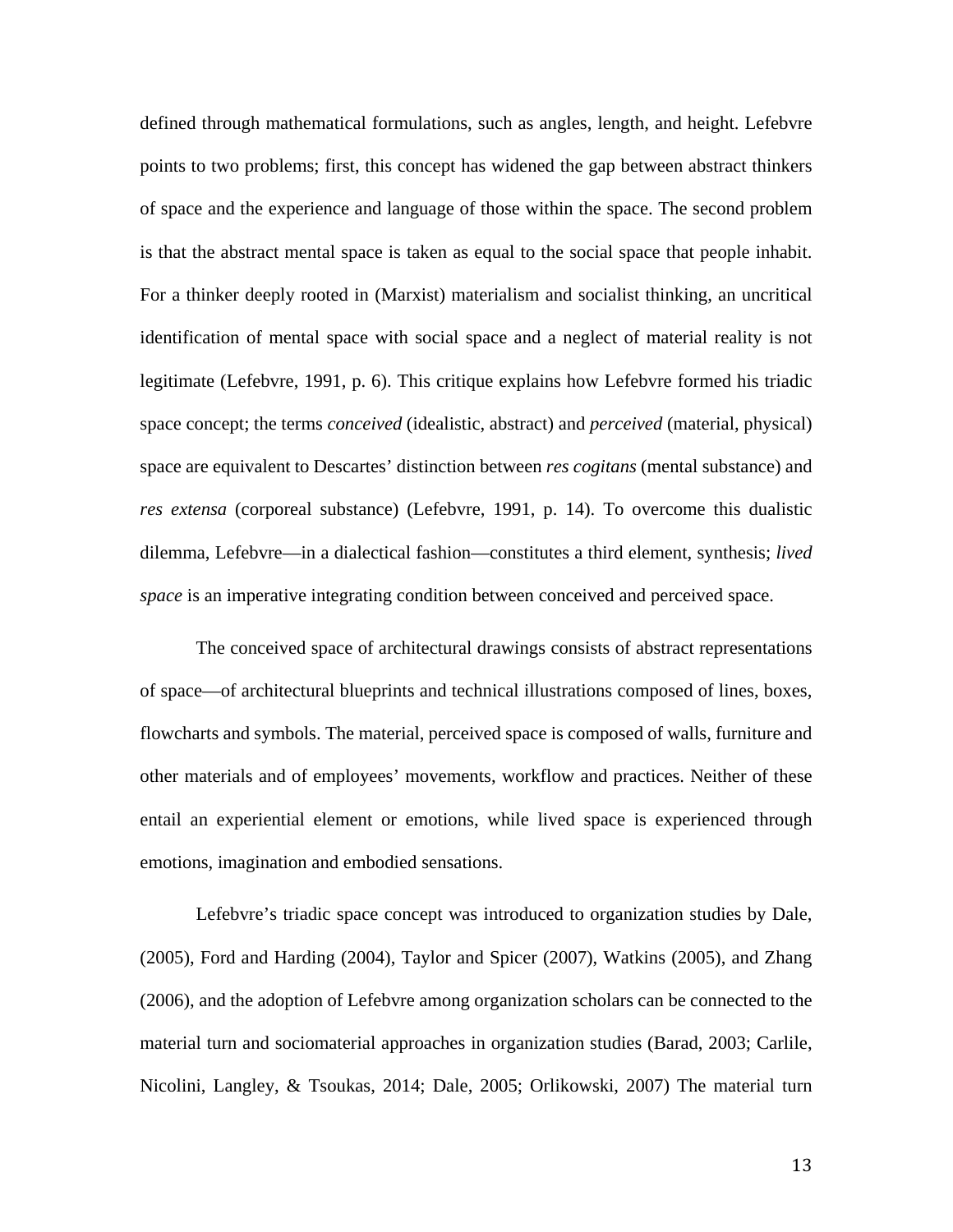defined through mathematical formulations, such as angles, length, and height. Lefebvre points to two problems; first, this concept has widened the gap between abstract thinkers of space and the experience and language of those within the space. The second problem is that the abstract mental space is taken as equal to the social space that people inhabit. For a thinker deeply rooted in (Marxist) materialism and socialist thinking, an uncritical identification of mental space with social space and a neglect of material reality is not legitimate (Lefebvre, 1991, p. 6). This critique explains how Lefebvre formed his triadic space concept; the terms *conceived* (idealistic, abstract) and *perceived* (material, physical) space are equivalent to Descartes' distinction between *res cogitans* (mental substance) and *res extensa* (corporeal substance) (Lefebvre, 1991, p. 14). To overcome this dualistic dilemma, Lefebvre—in a dialectical fashion—constitutes a third element, synthesis; *lived space* is an imperative integrating condition between conceived and perceived space.

The conceived space of architectural drawings consists of abstract representations of space—of architectural blueprints and technical illustrations composed of lines, boxes, flowcharts and symbols. The material, perceived space is composed of walls, furniture and other materials and of employees' movements, workflow and practices. Neither of these entail an experiential element or emotions, while lived space is experienced through emotions, imagination and embodied sensations.

Lefebvre's triadic space concept was introduced to organization studies by Dale, (2005), Ford and Harding (2004), Taylor and Spicer (2007), Watkins (2005), and Zhang (2006), and the adoption of Lefebvre among organization scholars can be connected to the material turn and sociomaterial approaches in organization studies (Barad, 2003; Carlile, Nicolini, Langley, & Tsoukas, 2014; Dale, 2005; Orlikowski, 2007) The material turn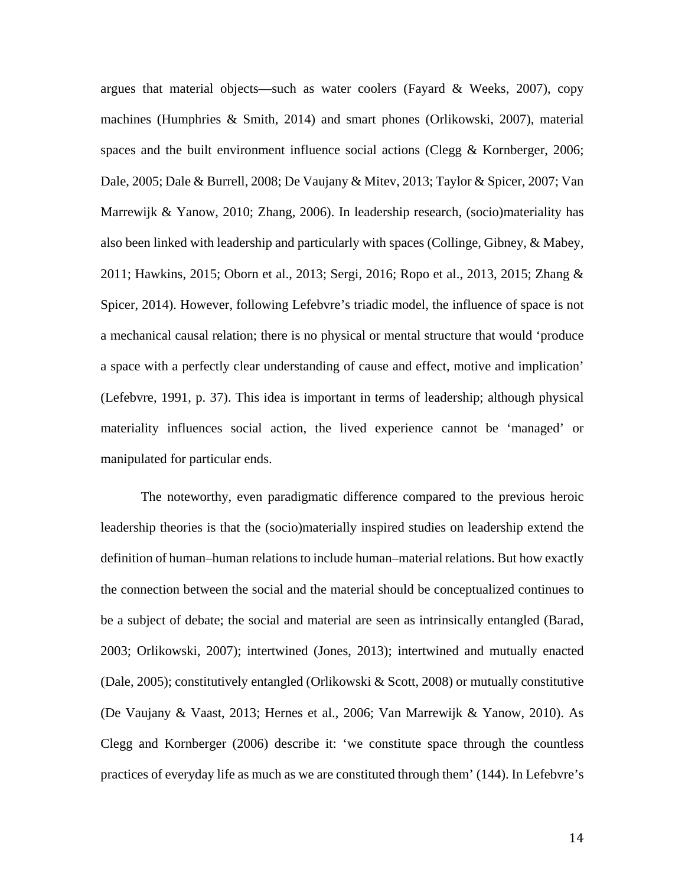argues that material objects—such as water coolers (Fayard & Weeks, 2007), copy machines (Humphries & Smith, 2014) and smart phones (Orlikowski, 2007), material spaces and the built environment influence social actions (Clegg & Kornberger, 2006; Dale, 2005; Dale & Burrell, 2008; De Vaujany & Mitev, 2013; Taylor & Spicer, 2007; Van Marrewijk & Yanow, 2010; Zhang, 2006). In leadership research, (socio)materiality has also been linked with leadership and particularly with spaces (Collinge, Gibney, & Mabey, 2011; Hawkins, 2015; Oborn et al., 2013; Sergi, 2016; Ropo et al., 2013, 2015; Zhang & Spicer, 2014). However, following Lefebvre's triadic model, the influence of space is not a mechanical causal relation; there is no physical or mental structure that would 'produce a space with a perfectly clear understanding of cause and effect, motive and implication' (Lefebvre, 1991, p. 37). This idea is important in terms of leadership; although physical materiality influences social action, the lived experience cannot be 'managed' or manipulated for particular ends.

The noteworthy, even paradigmatic difference compared to the previous heroic leadership theories is that the (socio)materially inspired studies on leadership extend the definition of human–human relations to include human–material relations. But how exactly the connection between the social and the material should be conceptualized continues to be a subject of debate; the social and material are seen as intrinsically entangled (Barad, 2003; Orlikowski, 2007); intertwined (Jones, 2013); intertwined and mutually enacted (Dale, 2005); constitutively entangled (Orlikowski & Scott, 2008) or mutually constitutive (De Vaujany & Vaast, 2013; Hernes et al., 2006; Van Marrewijk & Yanow, 2010). As Clegg and Kornberger (2006) describe it: 'we constitute space through the countless practices of everyday life as much as we are constituted through them' (144). In Lefebvre's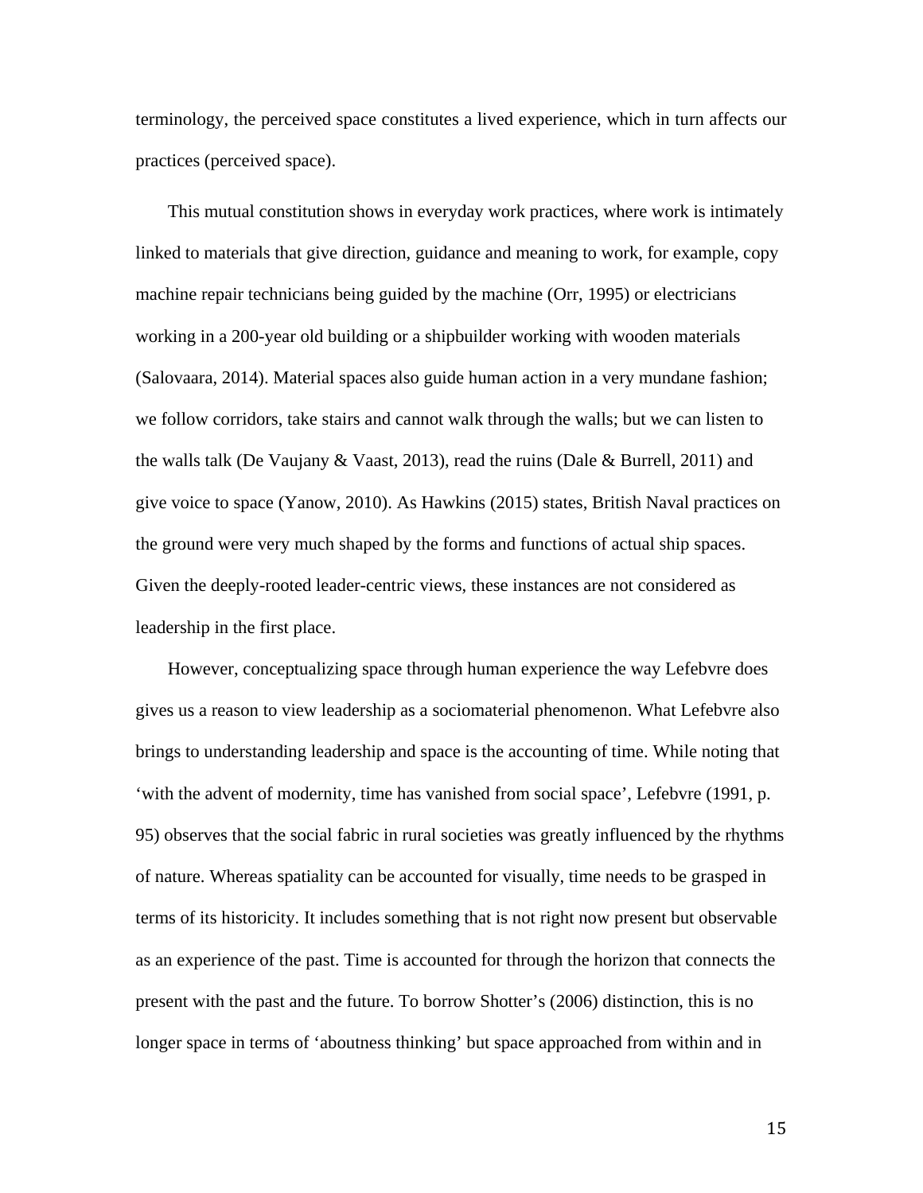terminology, the perceived space constitutes a lived experience, which in turn affects our practices (perceived space).

This mutual constitution shows in everyday work practices, where work is intimately linked to materials that give direction, guidance and meaning to work, for example, copy machine repair technicians being guided by the machine (Orr, 1995) or electricians working in a 200-year old building or a shipbuilder working with wooden materials (Salovaara, 2014). Material spaces also guide human action in a very mundane fashion; we follow corridors, take stairs and cannot walk through the walls; but we can listen to the walls talk (De Vaujany & Vaast, 2013), read the ruins (Dale & Burrell, 2011) and give voice to space (Yanow, 2010). As Hawkins (2015) states, British Naval practices on the ground were very much shaped by the forms and functions of actual ship spaces. Given the deeply-rooted leader-centric views, these instances are not considered as leadership in the first place.

However, conceptualizing space through human experience the way Lefebvre does gives us a reason to view leadership as a sociomaterial phenomenon. What Lefebvre also brings to understanding leadership and space is the accounting of time. While noting that 'with the advent of modernity, time has vanished from social space', Lefebvre (1991, p. 95) observes that the social fabric in rural societies was greatly influenced by the rhythms of nature. Whereas spatiality can be accounted for visually, time needs to be grasped in terms of its historicity. It includes something that is not right now present but observable as an experience of the past. Time is accounted for through the horizon that connects the present with the past and the future. To borrow Shotter's (2006) distinction, this is no longer space in terms of 'aboutness thinking' but space approached from within and in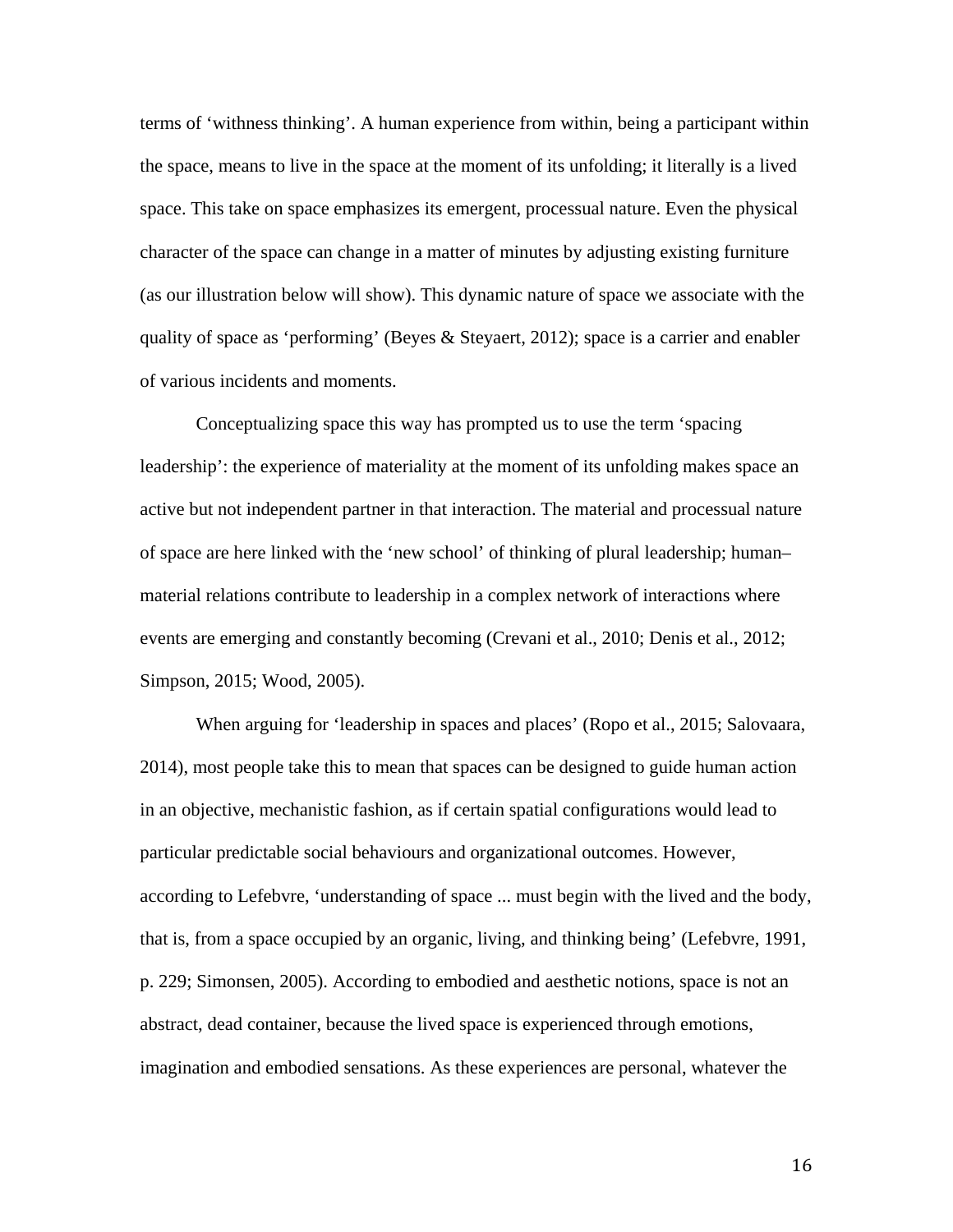terms of 'withness thinking'. A human experience from within, being a participant within the space, means to live in the space at the moment of its unfolding; it literally is a lived space. This take on space emphasizes its emergent, processual nature. Even the physical character of the space can change in a matter of minutes by adjusting existing furniture (as our illustration below will show). This dynamic nature of space we associate with the quality of space as 'performing' (Beyes & Steyaert, 2012); space is a carrier and enabler of various incidents and moments.

Conceptualizing space this way has prompted us to use the term 'spacing leadership': the experience of materiality at the moment of its unfolding makes space an active but not independent partner in that interaction. The material and processual nature of space are here linked with the 'new school' of thinking of plural leadership; human–material relations contribute to leadership in a complex network of interactions where events are emerging and constantly becoming (Crevani et al., 2010; Denis et al., 2012; Simpson, 2015; Wood, 2005).

When arguing for 'leadership in spaces and places' (Ropo et al., 2015; Salovaara, 2014), most people take this to mean that spaces can be designed to guide human action in an objective, mechanistic fashion, as if certain spatial configurations would lead to particular predictable social behaviours and organizational outcomes. However, according to Lefebvre, 'understanding of space ... must begin with the lived and the body, that is, from a space occupied by an organic, living, and thinking being' (Lefebvre, 1991, p. 229; Simonsen, 2005). According to embodied and aesthetic notions, space is not an abstract, dead container, because the lived space is experienced through emotions, imagination and embodied sensations. As these experiences are personal, whatever the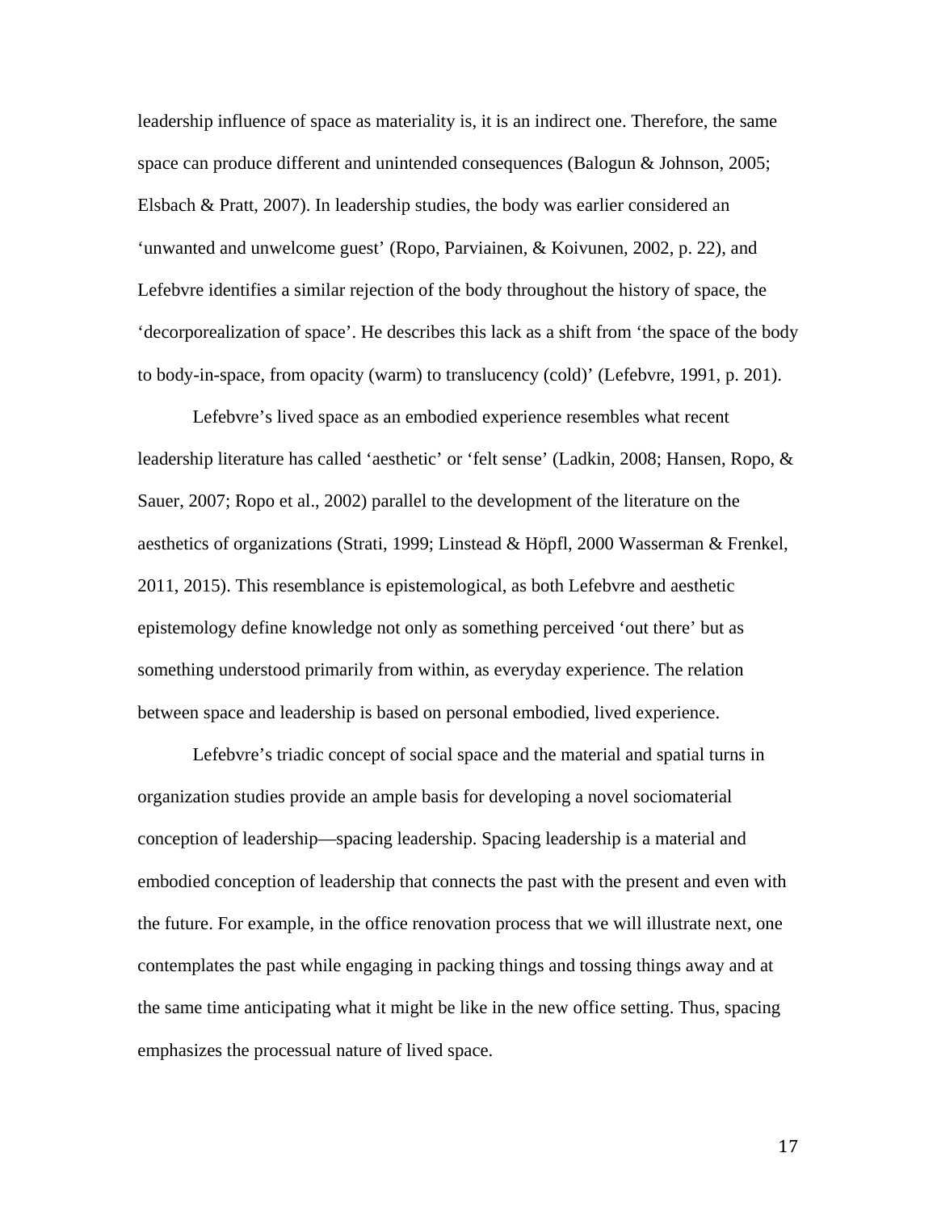leadership influence of space as materiality is, it is an indirect one. Therefore, the same space can produce different and unintended consequences (Balogun & Johnson, 2005; Elsbach & Pratt, 2007). In leadership studies, the body was earlier considered an 'unwanted and unwelcome guest' (Ropo, Parviainen, & Koivunen, 2002, p. 22), and Lefebvre identifies a similar rejection of the body throughout the history of space, the 'decorporealization of space'. He describes this lack as a shift from 'the space of the body to body-in-space, from opacity (warm) to translucency (cold)' (Lefebvre, 1991, p. 201).

Lefebvre's lived space as an embodied experience resembles what recent leadership literature has called 'aesthetic' or 'felt sense' (Ladkin, 2008; Hansen, Ropo, & Sauer, 2007; Ropo et al., 2002) parallel to the development of the literature on the aesthetics of organizations (Strati, 1999; Linstead & Höpfl, 2000 Wasserman & Frenkel, 2011, 2015). This resemblance is epistemological, as both Lefebvre and aesthetic epistemology define knowledge not only as something perceived 'out there' but as something understood primarily from within, as everyday experience. The relation between space and leadership is based on personal embodied, lived experience.

Lefebvre's triadic concept of social space and the material and spatial turns in organization studies provide an ample basis for developing a novel sociomaterial conception of leadership—spacing leadership. Spacing leadership is a material and embodied conception of leadership that connects the past with the present and even with the future. For example, in the office renovation process that we will illustrate next, one contemplates the past while engaging in packing things and tossing things away and at the same time anticipating what it might be like in the new office setting. Thus, spacing emphasizes the processual nature of lived space.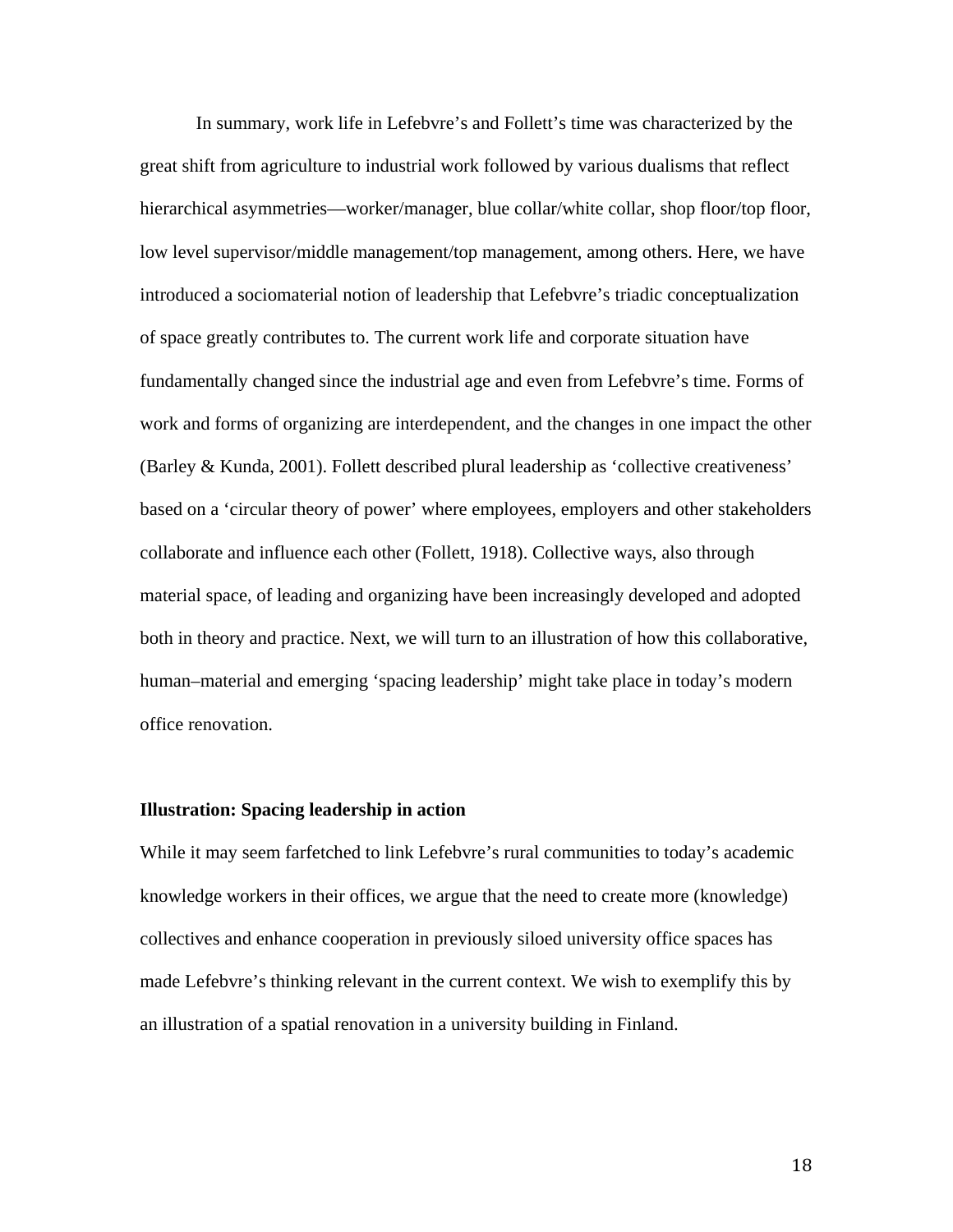In summary, work life in Lefebvre's and Follett's time was characterized by the great shift from agriculture to industrial work followed by various dualisms that reflect hierarchical asymmetries—worker/manager, blue collar/white collar, shop floor/top floor, low level supervisor/middle management/top management, among others. Here, we have introduced a sociomaterial notion of leadership that Lefebvre's triadic conceptualization of space greatly contributes to. The current work life and corporate situation have fundamentally changed since the industrial age and even from Lefebvre's time. Forms of work and forms of organizing are interdependent, and the changes in one impact the other (Barley & Kunda, 2001). Follett described plural leadership as 'collective creativeness' based on a 'circular theory of power' where employees, employers and other stakeholders collaborate and influence each other (Follett, 1918). Collective ways, also through material space, of leading and organizing have been increasingly developed and adopted both in theory and practice. Next, we will turn to an illustration of how this collaborative, human–material and emerging 'spacing leadership' might take place in today's modern office renovation.

### Illustration: Spacing leadership in action

While it may seem farfetched to link Lefebvre's rural communities to today's academic knowledge workers in their offices, we argue that the need to create more (knowledge) collectives and enhance cooperation in previously siloed university office spaces has made Lefebvre's thinking relevant in the current context. We wish to exemplify this by an illustration of a spatial renovation in a university building in Finland.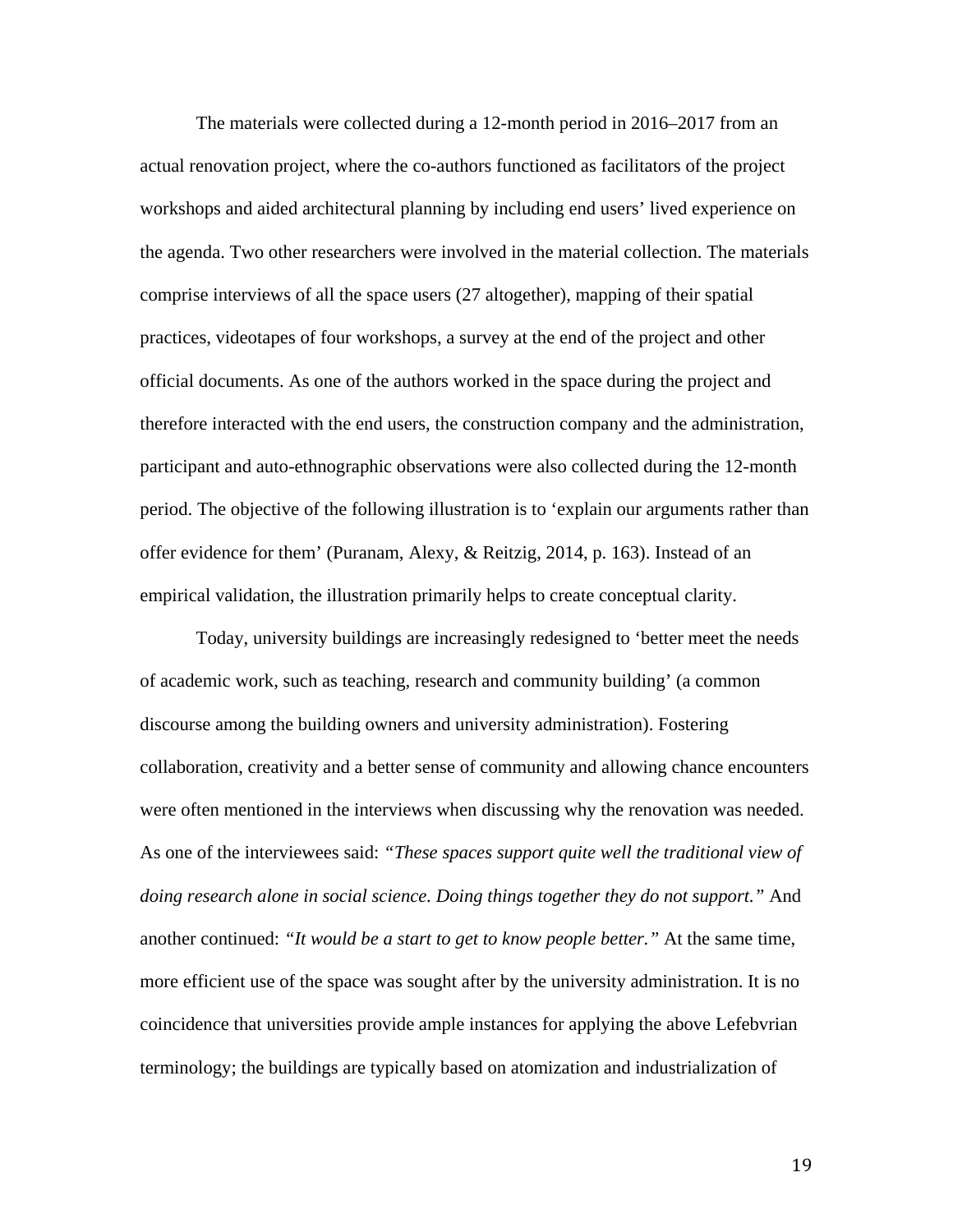The materials were collected during a 12-month period in 2016–2017 from an actual renovation project, where the co-authors functioned as facilitators of the project workshops and aided architectural planning by including end users' lived experience on the agenda. Two other researchers were involved in the material collection. The materials comprise interviews of all the space users (27 altogether), mapping of their spatial practices, videotapes of four workshops, a survey at the end of the project and other official documents. As one of the authors worked in the space during the project and therefore interacted with the end users, the construction company and the administration, participant and auto-ethnographic observations were also collected during the 12-month period. The objective of the following illustration is to 'explain our arguments rather than offer evidence for them' (Puranam, Alexy, & Reitzig, 2014, p. 163). Instead of an empirical validation, the illustration primarily helps to create conceptual clarity.

Today, university buildings are increasingly redesigned to 'better meet the needs of academic work, such as teaching, research and community building' (a common discourse among the building owners and university administration). Fostering collaboration, creativity and a better sense of community and allowing chance encounters were often mentioned in the interviews when discussing why the renovation was needed. As one of the interviewees said: *"These spaces support quite well the traditional view of doing research alone in social science. Doing things together they do not support."* And another continued: *"It would be a start to get to know people better."* At the same time, more efficient use of the space was sought after by the university administration. It is no coincidence that universities provide ample instances for applying the above Lefebvrian terminology; the buildings are typically based on atomization and industrialization of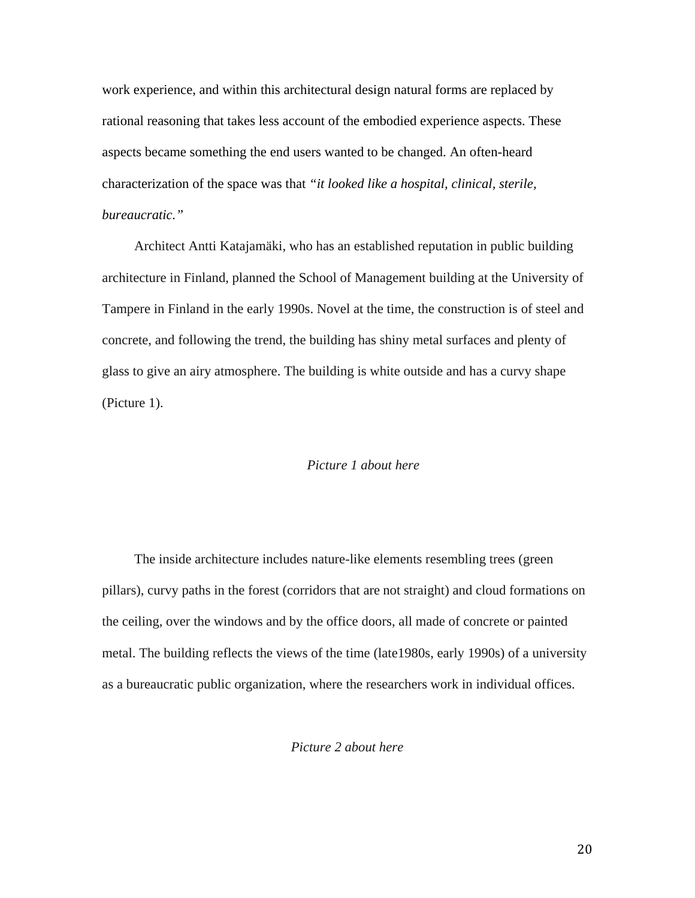work experience, and within this architectural design natural forms are replaced by rational reasoning that takes less account of the embodied experience aspects. These aspects became something the end users wanted to be changed. An often-heard characterization of the space was that *"it looked like a hospital, clinical, sterile, bureaucratic."*

Architect Antti Katajamäki, who has an established reputation in public building architecture in Finland, planned the School of Management building at the University of Tampere in Finland in the early 1990s. Novel at the time, the construction is of steel and concrete, and following the trend, the building has shiny metal surfaces and plenty of glass to give an airy atmosphere. The building is white outside and has a curvy shape (Picture 1).

*Picture 1 about here*

The inside architecture includes nature-like elements resembling trees (green pillars), curvy paths in the forest (corridors that are not straight) and cloud formations on the ceiling, over the windows and by the office doors, all made of concrete or painted metal. The building reflects the views of the time (late1980s, early 1990s) of a university as a bureaucratic public organization, where the researchers work in individual offices.

*Picture 2 about here*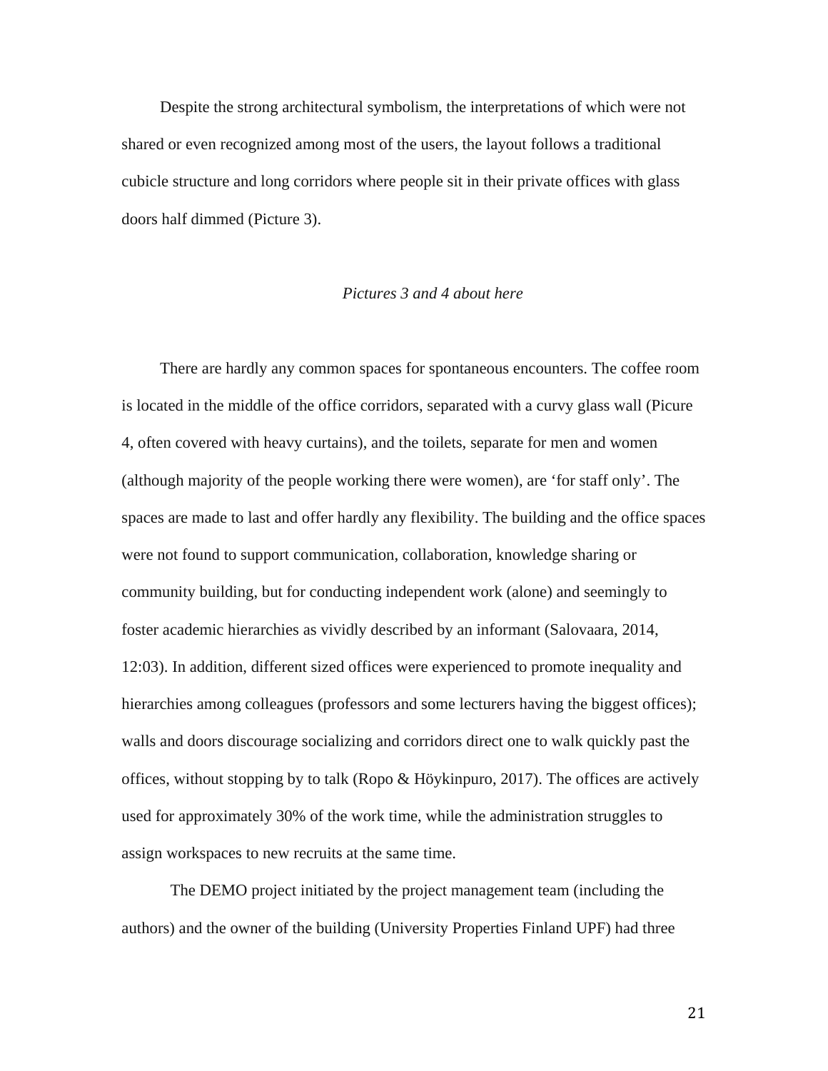Despite the strong architectural symbolism, the interpretations of which were not shared or even recognized among most of the users, the layout follows a traditional cubicle structure and long corridors where people sit in their private offices with glass doors half dimmed (Picture 3).

*Pictures 3 and 4 about here*

There are hardly any common spaces for spontaneous encounters. The coffee room is located in the middle of the office corridors, separated with a curvy glass wall (Picure 4, often covered with heavy curtains), and the toilets, separate for men and women (although majority of the people working there were women), are 'for staff only'. The spaces are made to last and offer hardly any flexibility. The building and the office spaces were not found to support communication, collaboration, knowledge sharing or community building, but for conducting independent work (alone) and seemingly to foster academic hierarchies as vividly described by an informant (Salovaara, 2014, 12:03). In addition, different sized offices were experienced to promote inequality and hierarchies among colleagues (professors and some lecturers having the biggest offices); walls and doors discourage socializing and corridors direct one to walk quickly past the offices, without stopping by to talk (Ropo & Höykinpuro, 2017). The offices are actively used for approximately 30% of the work time, while the administration struggles to assign workspaces to new recruits at the same time.

The DEMO project initiated by the project management team (including the authors) and the owner of the building (University Properties Finland UPF) had three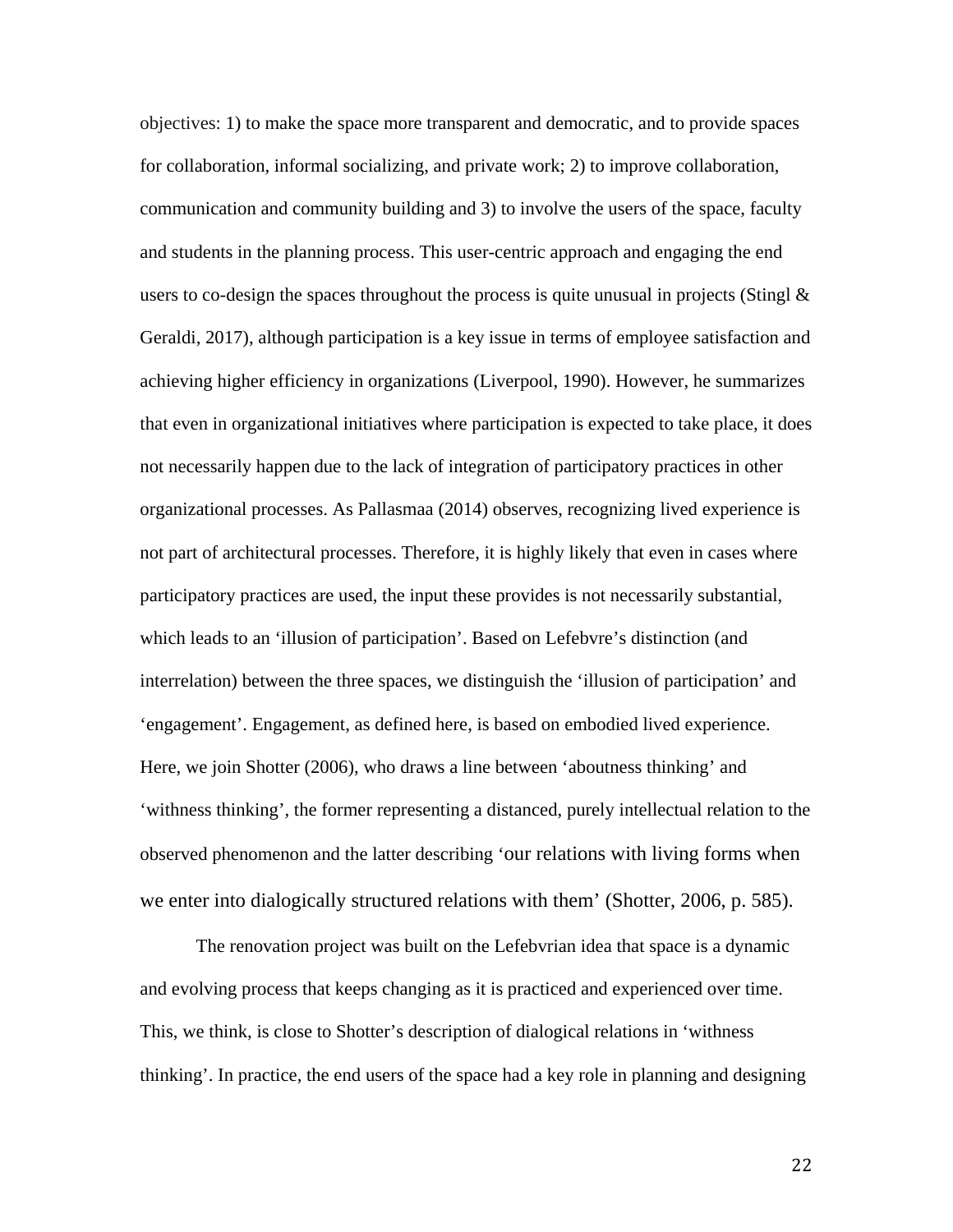objectives: 1) to make the space more transparent and democratic, and to provide spaces for collaboration, informal socializing, and private work; 2) to improve collaboration, communication and community building and 3) to involve the users of the space, faculty and students in the planning process. This user-centric approach and engaging the end users to co-design the spaces throughout the process is quite unusual in projects (Stingl & Geraldi, 2017), although participation is a key issue in terms of employee satisfaction and achieving higher efficiency in organizations (Liverpool, 1990). However, he summarizes that even in organizational initiatives where participation is expected to take place, it does not necessarily happen due to the lack of integration of participatory practices in other organizational processes. As Pallasmaa (2014) observes, recognizing lived experience is not part of architectural processes. Therefore, it is highly likely that even in cases where participatory practices are used, the input these provides is not necessarily substantial, which leads to an 'illusion of participation'. Based on Lefebvre's distinction (and interrelation) between the three spaces, we distinguish the 'illusion of participation' and 'engagement'. Engagement, as defined here, is based on embodied lived experience. Here, we join Shotter (2006), who draws a line between 'aboutness thinking' and 'withness thinking', the former representing a distanced, purely intellectual relation to the observed phenomenon and the latter describing 'our relations with living forms when we enter into dialogically structured relations with them' (Shotter, 2006, p. 585).

The renovation project was built on the Lefebvrian idea that space is a dynamic and evolving process that keeps changing as it is practiced and experienced over time. This, we think, is close to Shotter's description of dialogical relations in 'withness thinking'. In practice, the end users of the space had a key role in planning and designing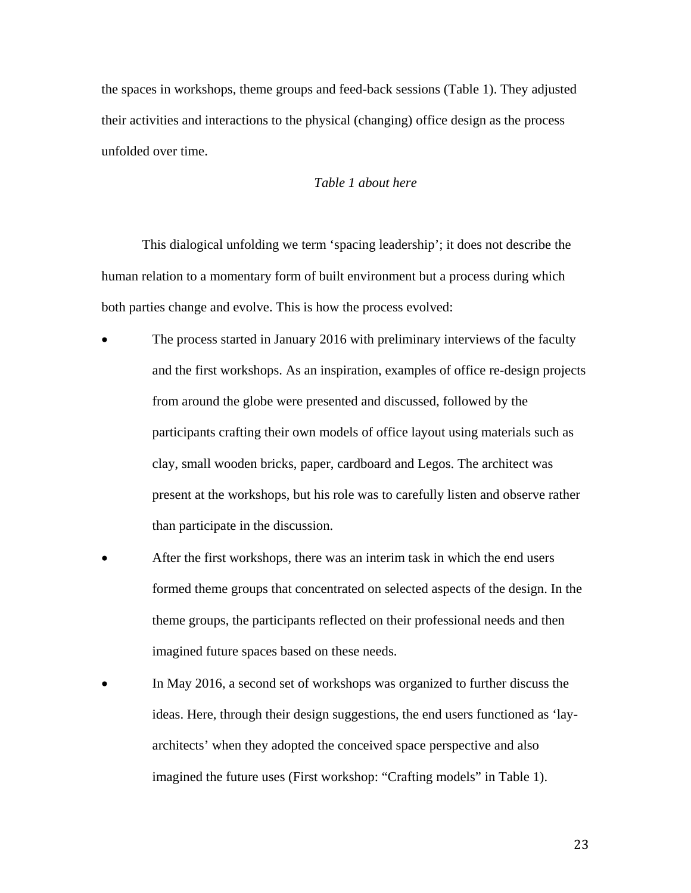the spaces in workshops, theme groups and feed-back sessions (Table 1). They adjusted their activities and interactions to the physical (changing) office design as the process unfolded over time.

*Table 1 about here*

This dialogical unfolding we term 'spacing leadership'; it does not describe the human relation to a momentary form of built environment but a process during which both parties change and evolve. This is how the process evolved:

- The process started in January 2016 with preliminary interviews of the faculty and the first workshops. As an inspiration, examples of office re-design projects from around the globe were presented and discussed, followed by the participants crafting their own models of office layout using materials such as clay, small wooden bricks, paper, cardboard and Legos. The architect was present at the workshops, but his role was to carefully listen and observe rather than participate in the discussion.
- After the first workshops, there was an interim task in which the end users formed theme groups that concentrated on selected aspects of the design. In the theme groups, the participants reflected on their professional needs and then imagined future spaces based on these needs.
- In May 2016, a second set of workshops was organized to further discuss the ideas. Here, through their design suggestions, the end users functioned as 'lay-architects' when they adopted the conceived space perspective and also imagined the future uses (First workshop: "Crafting models" in Table 1).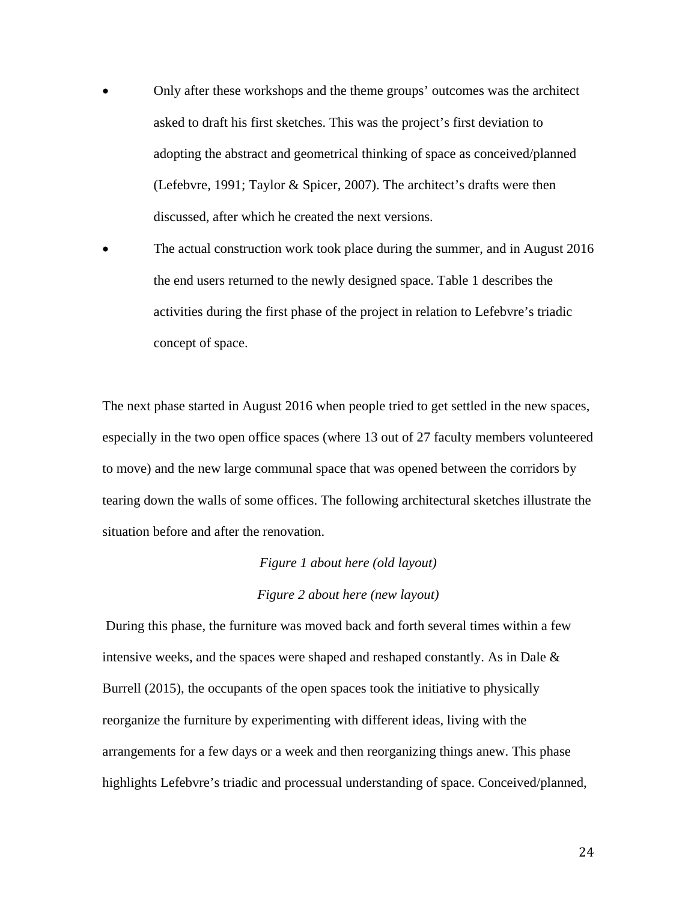- Only after these workshops and the theme groups' outcomes was the architect asked to draft his first sketches. This was the project's first deviation to adopting the abstract and geometrical thinking of space as conceived/planned (Lefebvre, 1991; Taylor & Spicer, 2007). The architect's drafts were then discussed, after which he created the next versions.
- The actual construction work took place during the summer, and in August 2016 the end users returned to the newly designed space. Table 1 describes the activities during the first phase of the project in relation to Lefebvre's triadic concept of space.

The next phase started in August 2016 when people tried to get settled in the new spaces, especially in the two open office spaces (where 13 out of 27 faculty members volunteered to move) and the new large communal space that was opened between the corridors by tearing down the walls of some offices. The following architectural sketches illustrate the situation before and after the renovation.

*Figure 1 about here (old layout)*

*Figure 2 about here (new layout)*

During this phase, the furniture was moved back and forth several times within a few intensive weeks, and the spaces were shaped and reshaped constantly. As in Dale & Burrell (2015), the occupants of the open spaces took the initiative to physically reorganize the furniture by experimenting with different ideas, living with the arrangements for a few days or a week and then reorganizing things anew. This phase highlights Lefebvre's triadic and processual understanding of space. Conceived/planned,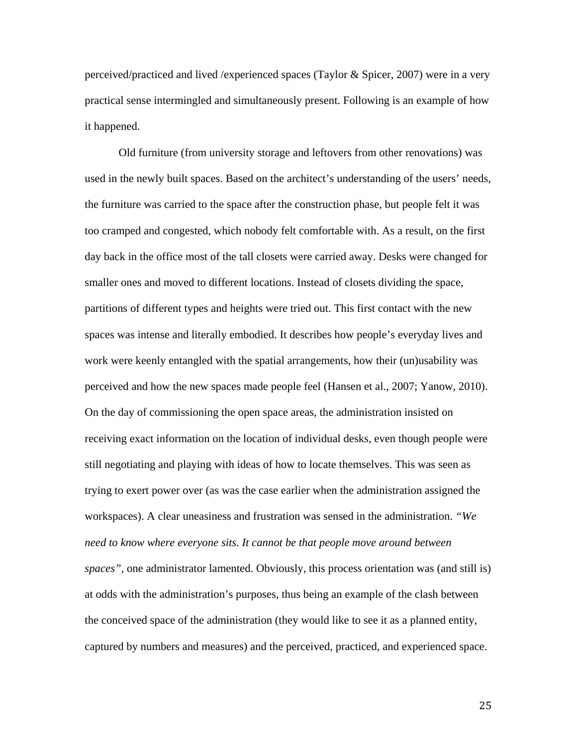perceived/practiced and lived /experienced spaces (Taylor & Spicer, 2007) were in a very practical sense intermingled and simultaneously present. Following is an example of how it happened.

Old furniture (from university storage and leftovers from other renovations) was used in the newly built spaces. Based on the architect's understanding of the users' needs, the furniture was carried to the space after the construction phase, but people felt it was too cramped and congested, which nobody felt comfortable with. As a result, on the first day back in the office most of the tall closets were carried away. Desks were changed for smaller ones and moved to different locations. Instead of closets dividing the space, partitions of different types and heights were tried out. This first contact with the new spaces was intense and literally embodied. It describes how people's everyday lives and work were keenly entangled with the spatial arrangements, how their (un)usability was perceived and how the new spaces made people feel (Hansen et al., 2007; Yanow, 2010). On the day of commissioning the open space areas, the administration insisted on receiving exact information on the location of individual desks, even though people were still negotiating and playing with ideas of how to locate themselves. This was seen as trying to exert power over (as was the case earlier when the administration assigned the workspaces). A clear uneasiness and frustration was sensed in the administration. *"We need to know where everyone sits. It cannot be that people move around between spaces"*, one administrator lamented. Obviously, this process orientation was (and still is) at odds with the administration's purposes, thus being an example of the clash between the conceived space of the administration (they would like to see it as a planned entity, captured by numbers and measures) and the perceived, practiced, and experienced space.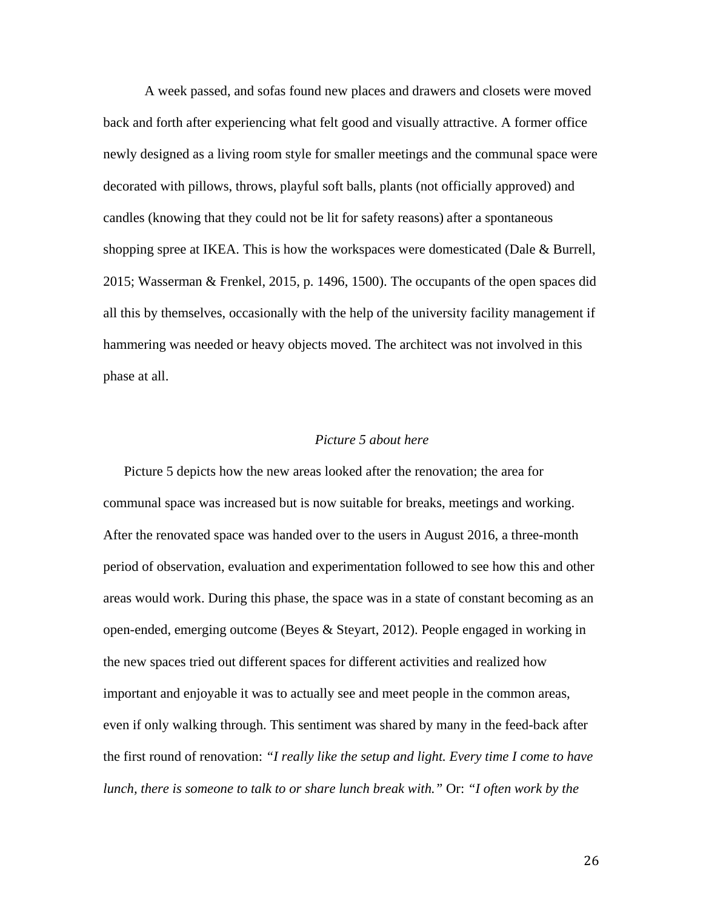A week passed, and sofas found new places and drawers and closets were moved back and forth after experiencing what felt good and visually attractive. A former office newly designed as a living room style for smaller meetings and the communal space were decorated with pillows, throws, playful soft balls, plants (not officially approved) and candles (knowing that they could not be lit for safety reasons) after a spontaneous shopping spree at IKEA. This is how the workspaces were domesticated (Dale & Burrell, 2015; Wasserman & Frenkel, 2015, p. 1496, 1500). The occupants of the open spaces did all this by themselves, occasionally with the help of the university facility management if hammering was needed or heavy objects moved. The architect was not involved in this phase at all.

*Picture 5 about here*

Picture 5 depicts how the new areas looked after the renovation; the area for communal space was increased but is now suitable for breaks, meetings and working. After the renovated space was handed over to the users in August 2016, a three-month period of observation, evaluation and experimentation followed to see how this and other areas would work. During this phase, the space was in a state of constant becoming as an open-ended, emerging outcome (Beyes & Steyart, 2012). People engaged in working in the new spaces tried out different spaces for different activities and realized how important and enjoyable it was to actually see and meet people in the common areas, even if only walking through. This sentiment was shared by many in the feed-back after the first round of renovation: *"I really like the setup and light. Every time I come to have lunch, there is someone to talk to or share lunch break with."* Or: *"I often work by the*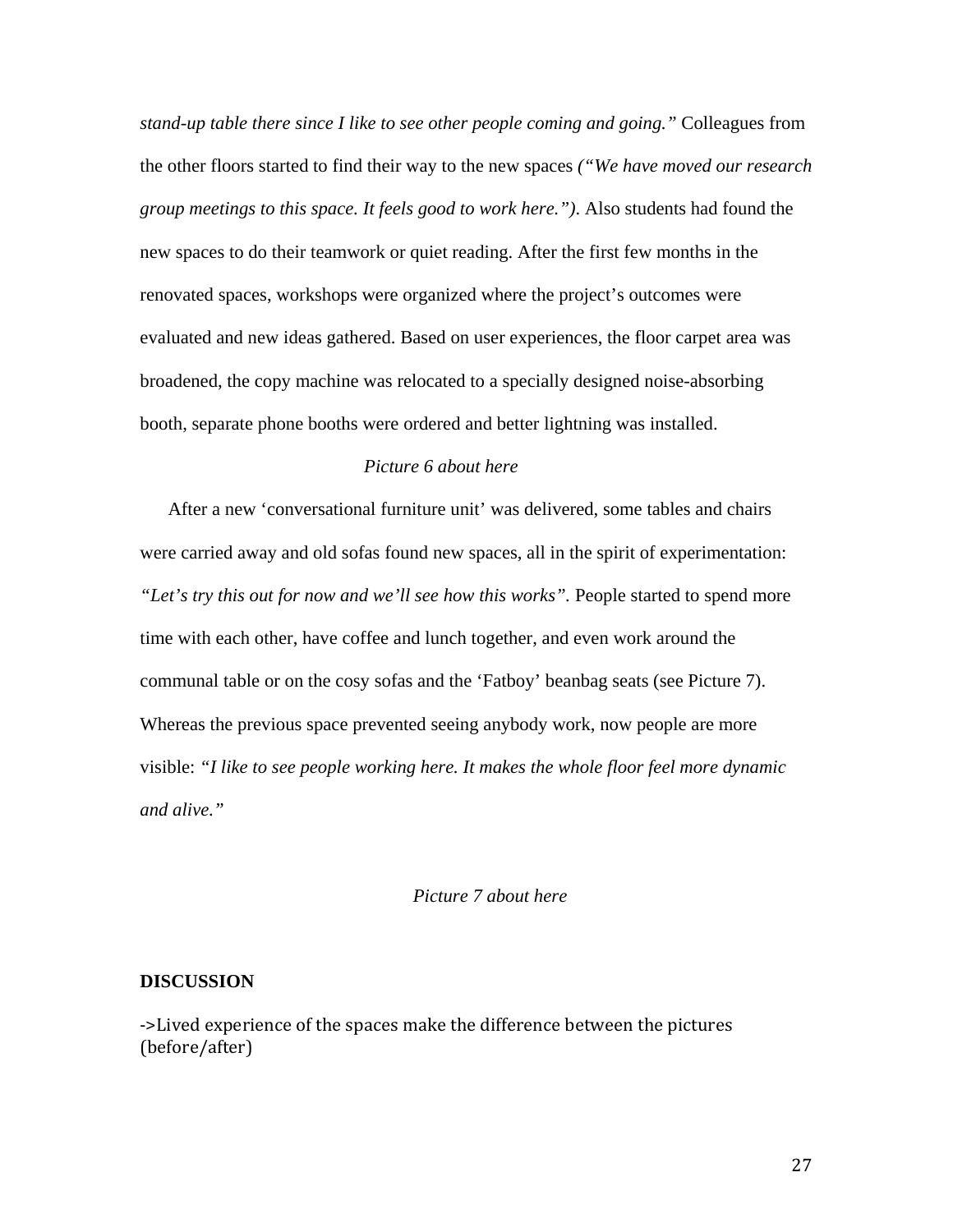*stand-up table there since I like to see other people coming and going."* Colleagues from the other floors started to find their way to the new spaces *("We have moved our research group meetings to this space. It feels good to work here.")*. Also students had found the new spaces to do their teamwork or quiet reading. After the first few months in the renovated spaces, workshops were organized where the project's outcomes were evaluated and new ideas gathered. Based on user experiences, the floor carpet area was broadened, the copy machine was relocated to a specially designed noise-absorbing booth, separate phone booths were ordered and better lightning was installed.

*Picture 6 about here*

After a new 'conversational furniture unit' was delivered, some tables and chairs were carried away and old sofas found new spaces, all in the spirit of experimentation: *"Let's try this out for now and we'll see how this works"*. People started to spend more time with each other, have coffee and lunch together, and even work around the communal table or on the cosy sofas and the 'Fatboy' beanbag seats (see Picture 7). Whereas the previous space prevented seeing anybody work, now people are more visible: *"I like to see people working here. It makes the whole floor feel more dynamic and alive."*

*Picture 7 about here*

## DISCUSSION

->Lived experience of the spaces make the difference between the pictures (before/after)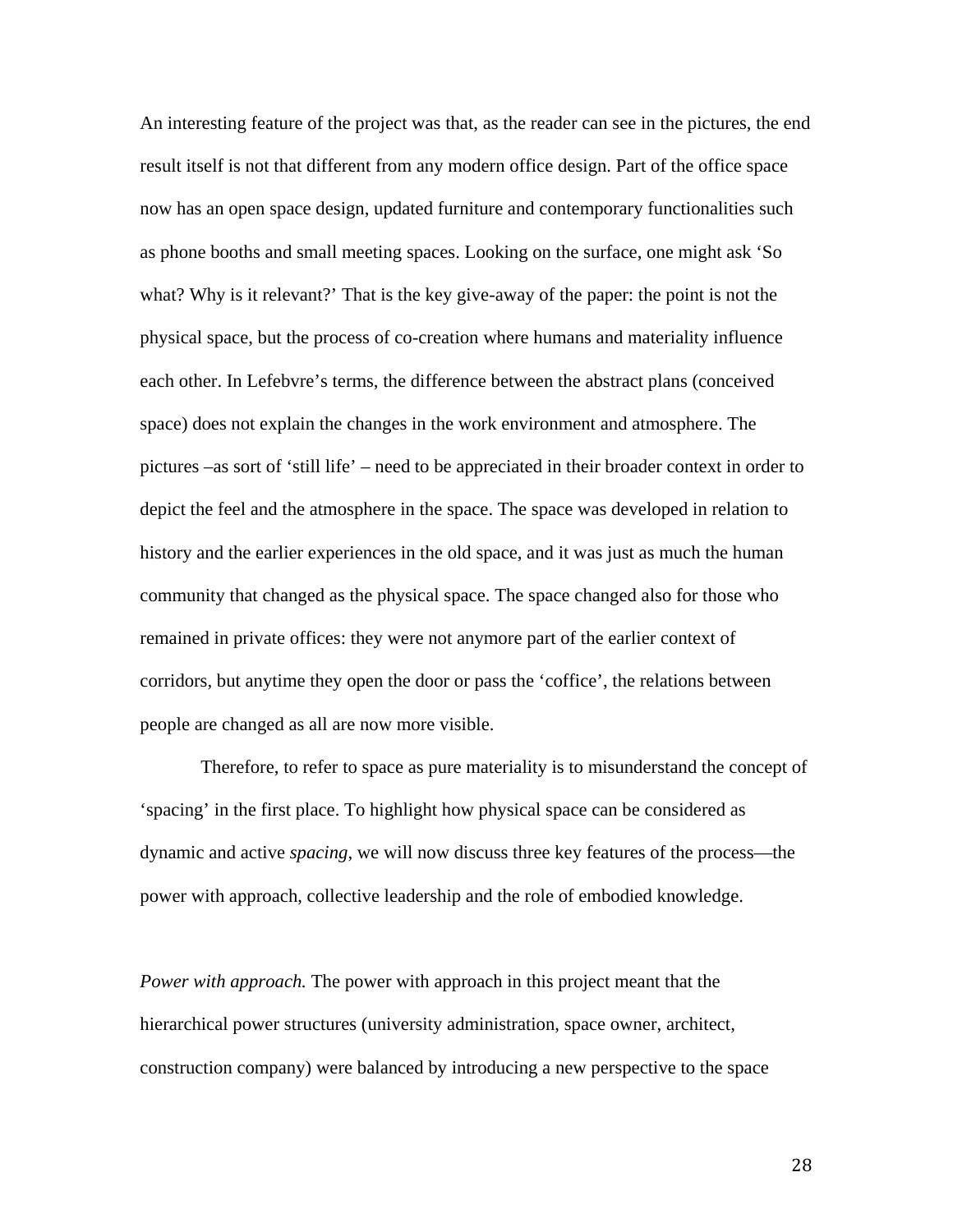An interesting feature of the project was that, as the reader can see in the pictures, the end result itself is not that different from any modern office design. Part of the office space now has an open space design, updated furniture and contemporary functionalities such as phone booths and small meeting spaces. Looking on the surface, one might ask 'So what? Why is it relevant?' That is the key give-away of the paper: the point is not the physical space, but the process of co-creation where humans and materiality influence each other. In Lefebvre's terms, the difference between the abstract plans (conceived space) does not explain the changes in the work environment and atmosphere. The pictures –as sort of 'still life' – need to be appreciated in their broader context in order to depict the feel and the atmosphere in the space. The space was developed in relation to history and the earlier experiences in the old space, and it was just as much the human community that changed as the physical space. The space changed also for those who remained in private offices: they were not anymore part of the earlier context of corridors, but anytime they open the door or pass the 'coffice', the relations between people are changed as all are now more visible.

Therefore, to refer to space as pure materiality is to misunderstand the concept of 'spacing' in the first place. To highlight how physical space can be considered as dynamic and active *spacing*, we will now discuss three key features of the process—the power with approach, collective leadership and the role of embodied knowledge.

*Power with approach.* The power with approach in this project meant that the hierarchical power structures (university administration, space owner, architect, construction company) were balanced by introducing a new perspective to the space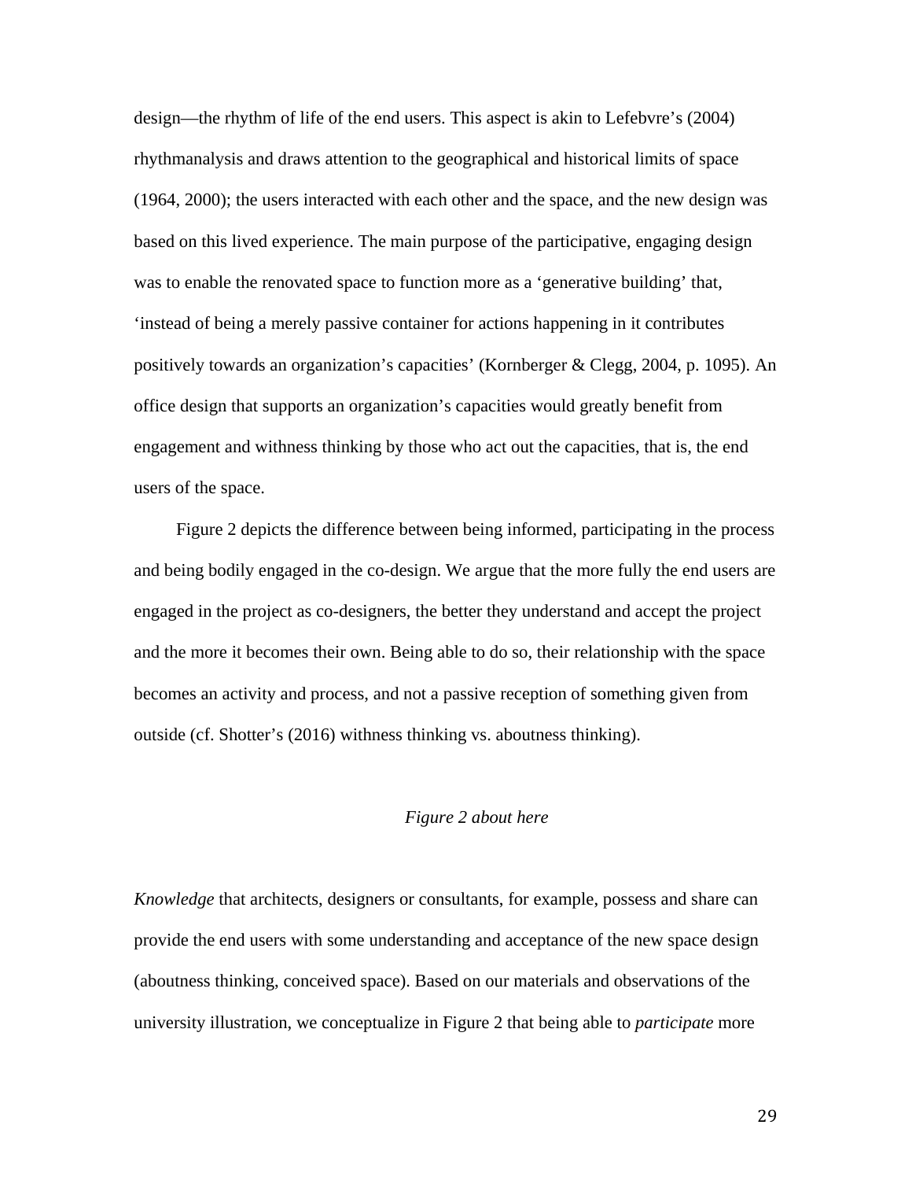design—the rhythm of life of the end users. This aspect is akin to Lefebvre's (2004) rhythmanalysis and draws attention to the geographical and historical limits of space (1964, 2000); the users interacted with each other and the space, and the new design was based on this lived experience. The main purpose of the participative, engaging design was to enable the renovated space to function more as a 'generative building' that, 'instead of being a merely passive container for actions happening in it contributes positively towards an organization's capacities' (Kornberger & Clegg, 2004, p. 1095). An office design that supports an organization's capacities would greatly benefit from engagement and withness thinking by those who act out the capacities, that is, the end users of the space.

Figure 2 depicts the difference between being informed, participating in the process and being bodily engaged in the co-design. We argue that the more fully the end users are engaged in the project as co-designers, the better they understand and accept the project and the more it becomes their own. Being able to do so, their relationship with the space becomes an activity and process, and not a passive reception of something given from outside (cf. Shotter's (2016) withness thinking vs. aboutness thinking).

*Figure 2 about here*

*Knowledge* that architects, designers or consultants, for example, possess and share can provide the end users with some understanding and acceptance of the new space design (aboutness thinking, conceived space). Based on our materials and observations of the university illustration, we conceptualize in Figure 2 that being able to *participate* more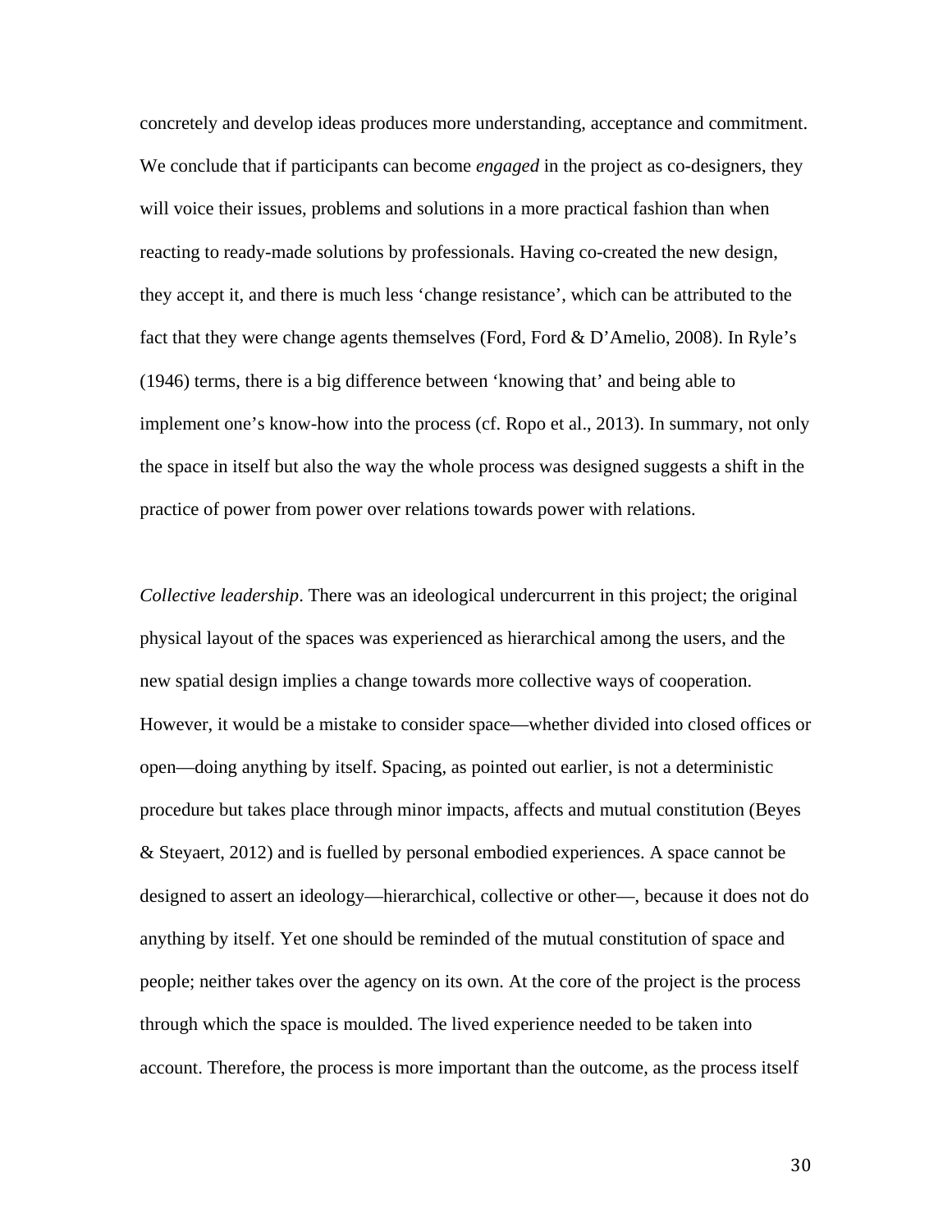concretely and develop ideas produces more understanding, acceptance and commitment. We conclude that if participants can become *engaged* in the project as co-designers, they will voice their issues, problems and solutions in a more practical fashion than when reacting to ready-made solutions by professionals. Having co-created the new design, they accept it, and there is much less ‘change resistance’, which can be attributed to the fact that they were change agents themselves (Ford, Ford & D’Amelio, 2008). In Ryle’s (1946) terms, there is a big difference between ‘knowing that’ and being able to implement one’s know-how into the process (cf. Ropo et al., 2013). In summary, not only the space in itself but also the way the whole process was designed suggests a shift in the practice of power from power over relations towards power with relations.

*Collective leadership*. There was an ideological undercurrent in this project; the original physical layout of the spaces was experienced as hierarchical among the users, and the new spatial design implies a change towards more collective ways of cooperation. However, it would be a mistake to consider space—whether divided into closed offices or open—doing anything by itself. Spacing, as pointed out earlier, is not a deterministic procedure but takes place through minor impacts, affects and mutual constitution (Beyes & Steyaert, 2012) and is fuelled by personal embodied experiences. A space cannot be designed to assert an ideology—hierarchical, collective or other—, because it does not do anything by itself. Yet one should be reminded of the mutual constitution of space and people; neither takes over the agency on its own. At the core of the project is the process through which the space is moulded. The lived experience needed to be taken into account. Therefore, the process is more important than the outcome, as the process itself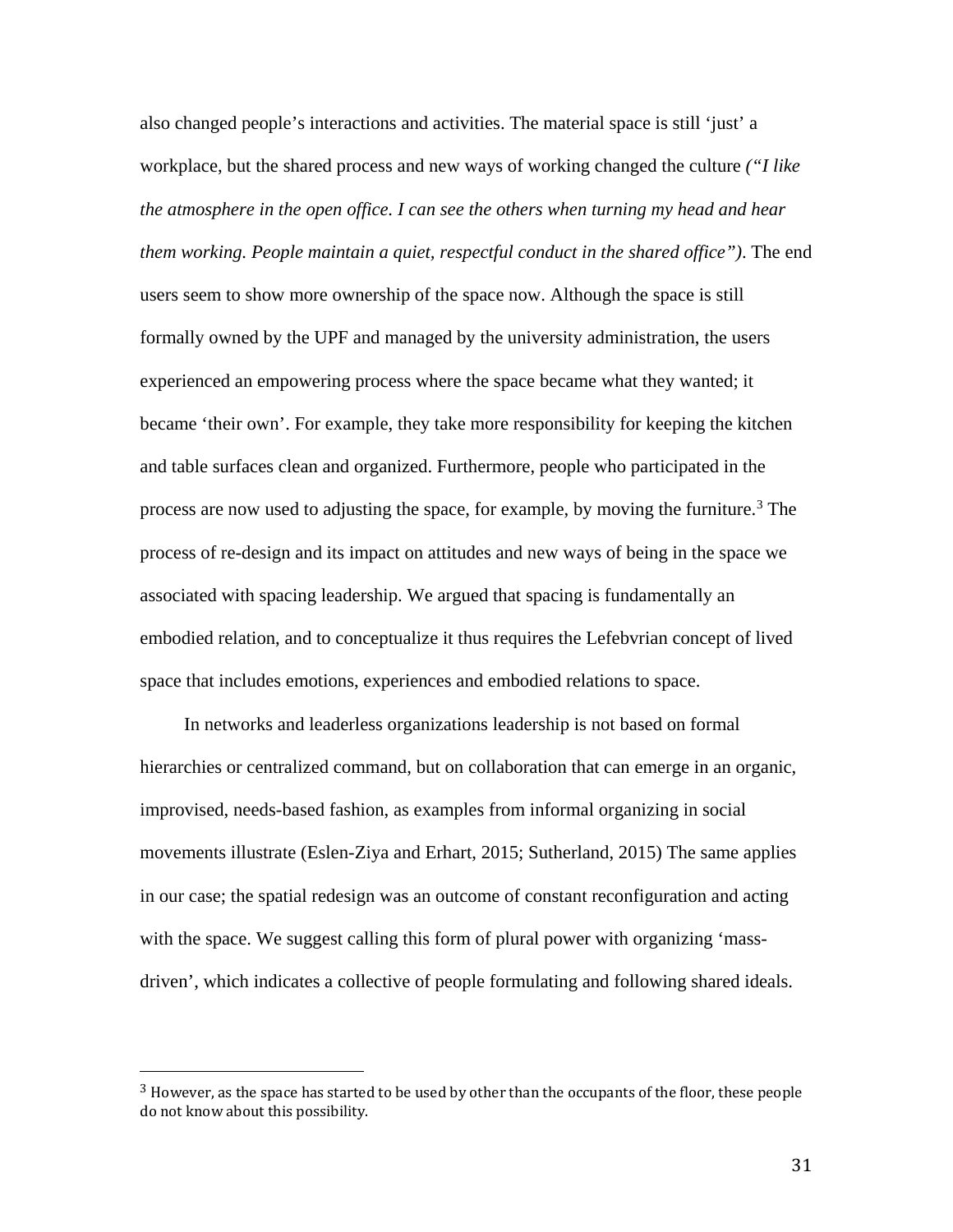also changed people's interactions and activities. The material space is still 'just' a workplace, but the shared process and new ways of working changed the culture *("I like the atmosphere in the open office. I can see the others when turning my head and hear them working. People maintain a quiet, respectful conduct in the shared office")*. The end users seem to show more ownership of the space now. Although the space is still formally owned by the UPF and managed by the university administration, the users experienced an empowering process where the space became what they wanted; it became 'their own'. For example, they take more responsibility for keeping the kitchen and table surfaces clean and organized. Furthermore, people who participated in the process are now used to adjusting the space, for example, by moving the furniture.[3] The process of re-design and its impact on attitudes and new ways of being in the space we associated with spacing leadership. We argued that spacing is fundamentally an embodied relation, and to conceptualize it thus requires the Lefebvrian concept of lived space that includes emotions, experiences and embodied relations to space.

In networks and leaderless organizations leadership is not based on formal hierarchies or centralized command, but on collaboration that can emerge in an organic, improvised, needs-based fashion, as examples from informal organizing in social movements illustrate (Eslen-Ziya and Erhart, 2015; Sutherland, 2015) The same applies in our case; the spatial redesign was an outcome of constant reconfiguration and acting with the space. We suggest calling this form of plural power with organizing 'mass-driven', which indicates a collective of people formulating and following shared ideals.

[3] However, as the space has started to be used by other than the occupants of the floor, these people do not know about this possibility.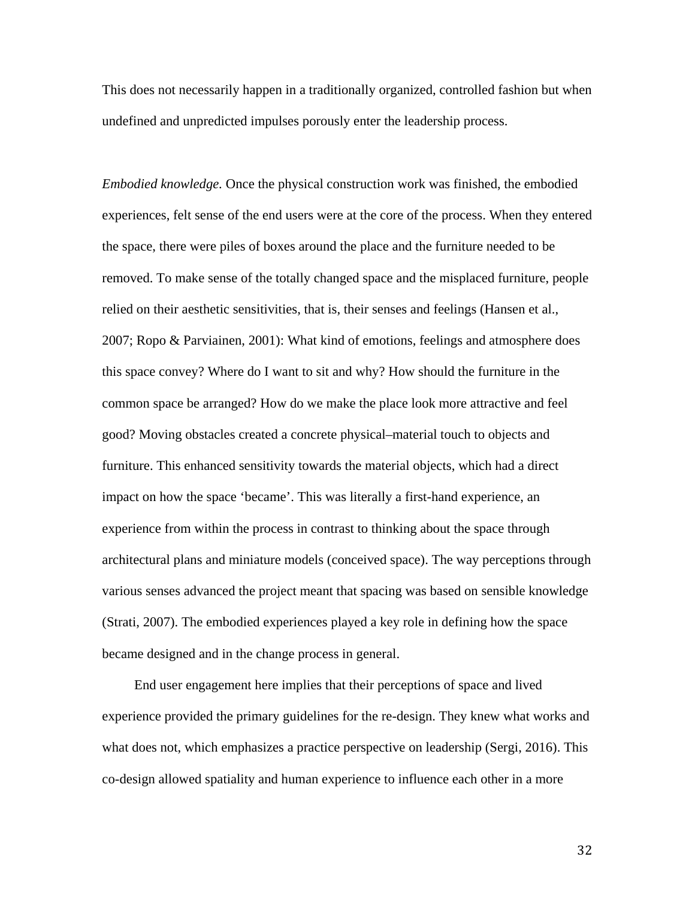This does not necessarily happen in a traditionally organized, controlled fashion but when undefined and unpredicted impulses porously enter the leadership process.

*Embodied knowledge.* Once the physical construction work was finished, the embodied experiences, felt sense of the end users were at the core of the process. When they entered the space, there were piles of boxes around the place and the furniture needed to be removed. To make sense of the totally changed space and the misplaced furniture, people relied on their aesthetic sensitivities, that is, their senses and feelings (Hansen et al., 2007; Ropo & Parviainen, 2001): What kind of emotions, feelings and atmosphere does this space convey? Where do I want to sit and why? How should the furniture in the common space be arranged? How do we make the place look more attractive and feel good? Moving obstacles created a concrete physical–material touch to objects and furniture. This enhanced sensitivity towards the material objects, which had a direct impact on how the space 'became'. This was literally a first-hand experience, an experience from within the process in contrast to thinking about the space through architectural plans and miniature models (conceived space). The way perceptions through various senses advanced the project meant that spacing was based on sensible knowledge (Strati, 2007). The embodied experiences played a key role in defining how the space became designed and in the change process in general.

End user engagement here implies that their perceptions of space and lived experience provided the primary guidelines for the re-design. They knew what works and what does not, which emphasizes a practice perspective on leadership (Sergi, 2016). This co-design allowed spatiality and human experience to influence each other in a more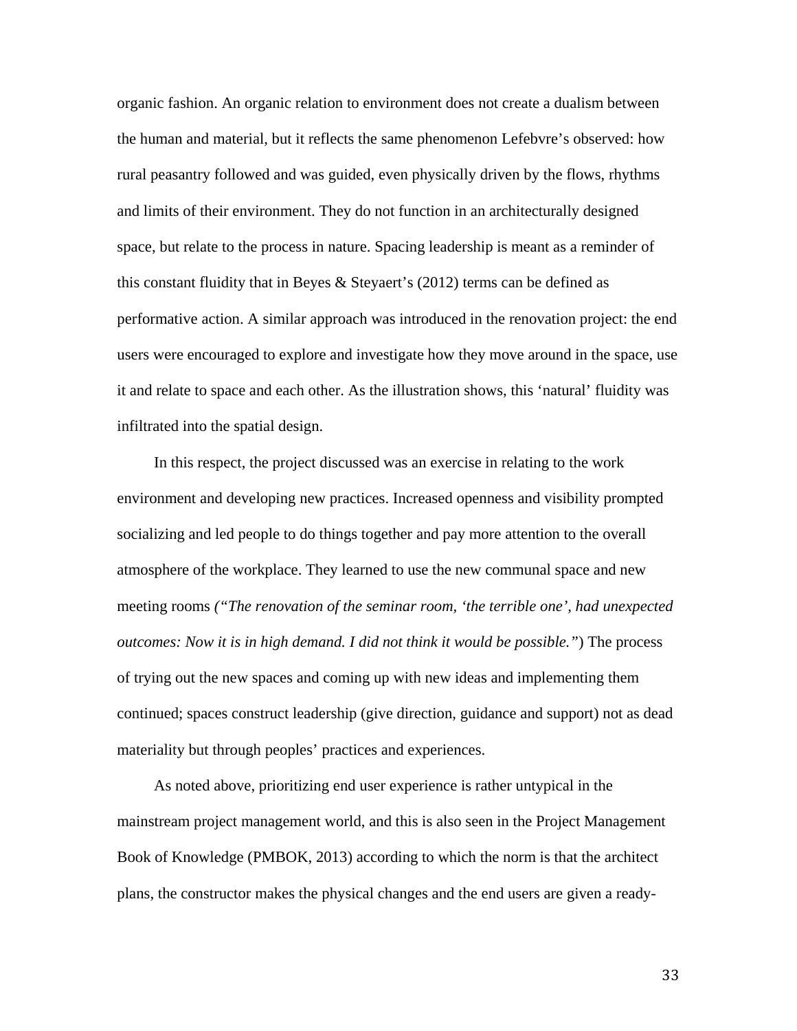organic fashion. An organic relation to environment does not create a dualism between the human and material, but it reflects the same phenomenon Lefebvre's observed: how rural peasantry followed and was guided, even physically driven by the flows, rhythms and limits of their environment. They do not function in an architecturally designed space, but relate to the process in nature. Spacing leadership is meant as a reminder of this constant fluidity that in Beyes & Steyaert's (2012) terms can be defined as performative action. A similar approach was introduced in the renovation project: the end users were encouraged to explore and investigate how they move around in the space, use it and relate to space and each other. As the illustration shows, this 'natural' fluidity was infiltrated into the spatial design.

In this respect, the project discussed was an exercise in relating to the work environment and developing new practices. Increased openness and visibility prompted socializing and led people to do things together and pay more attention to the overall atmosphere of the workplace. They learned to use the new communal space and new meeting rooms *("The renovation of the seminar room, 'the terrible one', had unexpected outcomes: Now it is in high demand. I did not think it would be possible.")* The process of trying out the new spaces and coming up with new ideas and implementing them continued; spaces construct leadership (give direction, guidance and support) not as dead materiality but through peoples' practices and experiences.

As noted above, prioritizing end user experience is rather untypical in the mainstream project management world, and this is also seen in the Project Management Book of Knowledge (PMBOK, 2013) according to which the norm is that the architect plans, the constructor makes the physical changes and the end users are given a ready-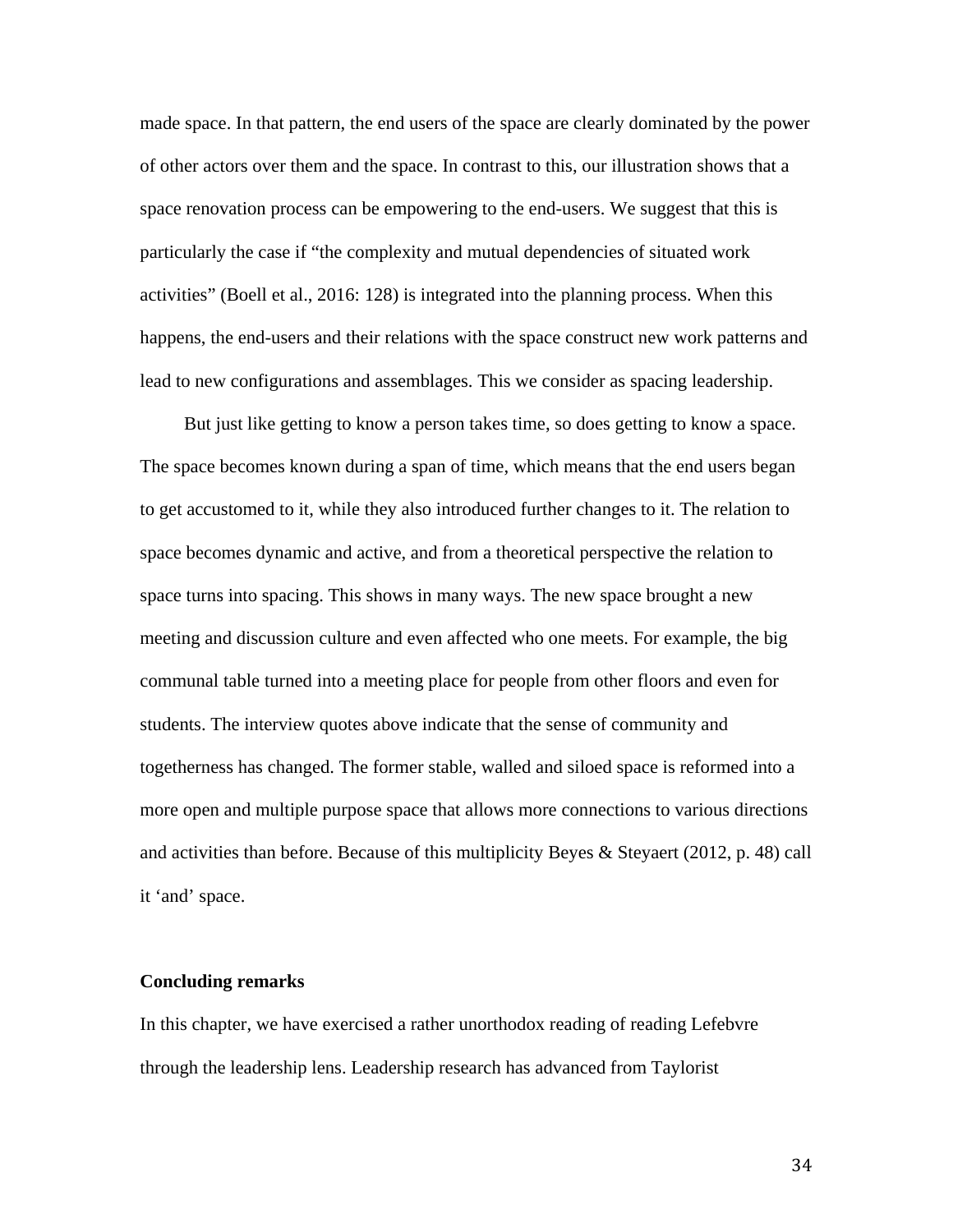made space. In that pattern, the end users of the space are clearly dominated by the power of other actors over them and the space. In contrast to this, our illustration shows that a space renovation process can be empowering to the end-users. We suggest that this is particularly the case if “the complexity and mutual dependencies of situated work activities” (Boell et al., 2016: 128) is integrated into the planning process. When this happens, the end-users and their relations with the space construct new work patterns and lead to new configurations and assemblages. This we consider as spacing leadership.

But just like getting to know a person takes time, so does getting to know a space. The space becomes known during a span of time, which means that the end users began to get accustomed to it, while they also introduced further changes to it. The relation to space becomes dynamic and active, and from a theoretical perspective the relation to space turns into spacing. This shows in many ways. The new space brought a new meeting and discussion culture and even affected who one meets. For example, the big communal table turned into a meeting place for people from other floors and even for students. The interview quotes above indicate that the sense of community and togetherness has changed. The former stable, walled and siloed space is reformed into a more open and multiple purpose space that allows more connections to various directions and activities than before. Because of this multiplicity Beyes & Steyaert (2012, p. 48) call it ‘and’ space.

**Concluding remarks**

In this chapter, we have exercised a rather unorthodox reading of reading Lefebvre through the leadership lens. Leadership research has advanced from Taylorist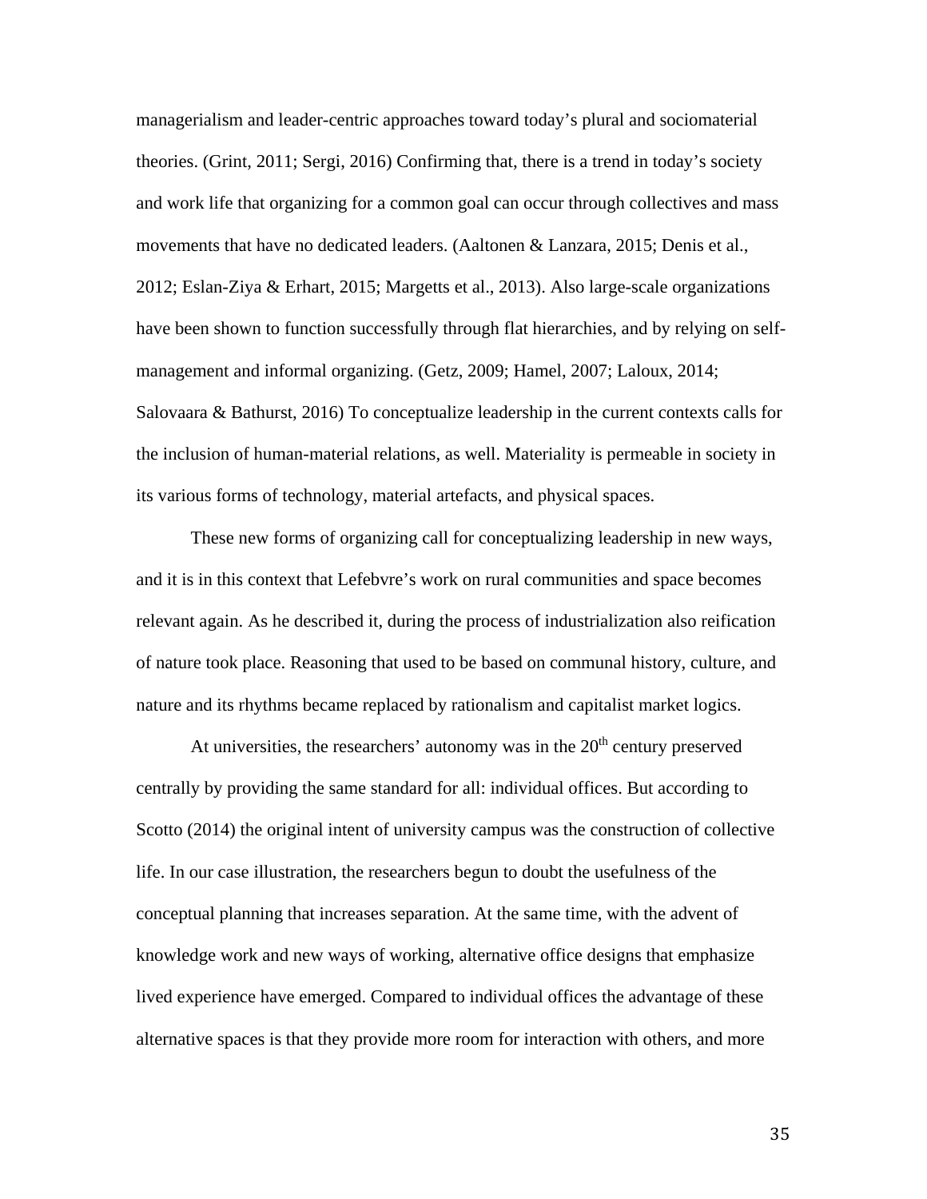managerialism and leader-centric approaches toward today's plural and sociomaterial theories. (Grint, 2011; Sergi, 2016) Confirming that, there is a trend in today's society and work life that organizing for a common goal can occur through collectives and mass movements that have no dedicated leaders. (Aaltonen & Lanzara, 2015; Denis et al., 2012; Eslan-Ziya & Erhart, 2015; Margetts et al., 2013). Also large-scale organizations have been shown to function successfully through flat hierarchies, and by relying on self-management and informal organizing. (Getz, 2009; Hamel, 2007; Laloux, 2014; Salovaara & Bathurst, 2016) To conceptualize leadership in the current contexts calls for the inclusion of human-material relations, as well. Materiality is permeable in society in its various forms of technology, material artefacts, and physical spaces.

These new forms of organizing call for conceptualizing leadership in new ways, and it is in this context that Lefebvre's work on rural communities and space becomes relevant again. As he described it, during the process of industrialization also reification of nature took place. Reasoning that used to be based on communal history, culture, and nature and its rhythms became replaced by rationalism and capitalist market logics.

At universities, the researchers' autonomy was in the 20th century preserved centrally by providing the same standard for all: individual offices. But according to Scotto (2014) the original intent of university campus was the construction of collective life. In our case illustration, the researchers begun to doubt the usefulness of the conceptual planning that increases separation. At the same time, with the advent of knowledge work and new ways of working, alternative office designs that emphasize lived experience have emerged. Compared to individual offices the advantage of these alternative spaces is that they provide more room for interaction with others, and more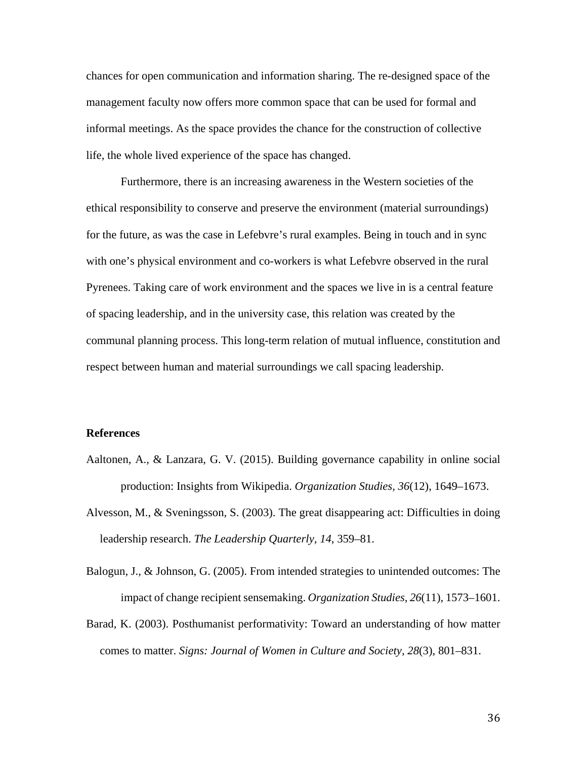chances for open communication and information sharing. The re-designed space of the management faculty now offers more common space that can be used for formal and informal meetings. As the space provides the chance for the construction of collective life, the whole lived experience of the space has changed.

Furthermore, there is an increasing awareness in the Western societies of the ethical responsibility to conserve and preserve the environment (material surroundings) for the future, as was the case in Lefebvre's rural examples. Being in touch and in sync with one's physical environment and co-workers is what Lefebvre observed in the rural Pyrenees. Taking care of work environment and the spaces we live in is a central feature of spacing leadership, and in the university case, this relation was created by the communal planning process. This long-term relation of mutual influence, constitution and respect between human and material surroundings we call spacing leadership.

## References

Aaltonen, A., & Lanzara, G. V. (2015). Building governance capability in online social production: Insights from Wikipedia. *Organization Studies, 36*(12), 1649–1673.

Alvesson, M., & Sveningsson, S. (2003). The great disappearing act: Difficulties in doing leadership research. *The Leadership Quarterly, 14*, 359–81.

Balogun, J., & Johnson, G. (2005). From intended strategies to unintended outcomes: The impact of change recipient sensemaking. *Organization Studies, 26*(11), 1573–1601.

Barad, K. (2003). Posthumanist performativity: Toward an understanding of how matter comes to matter. *Signs: Journal of Women in Culture and Society, 28*(3), 801–831.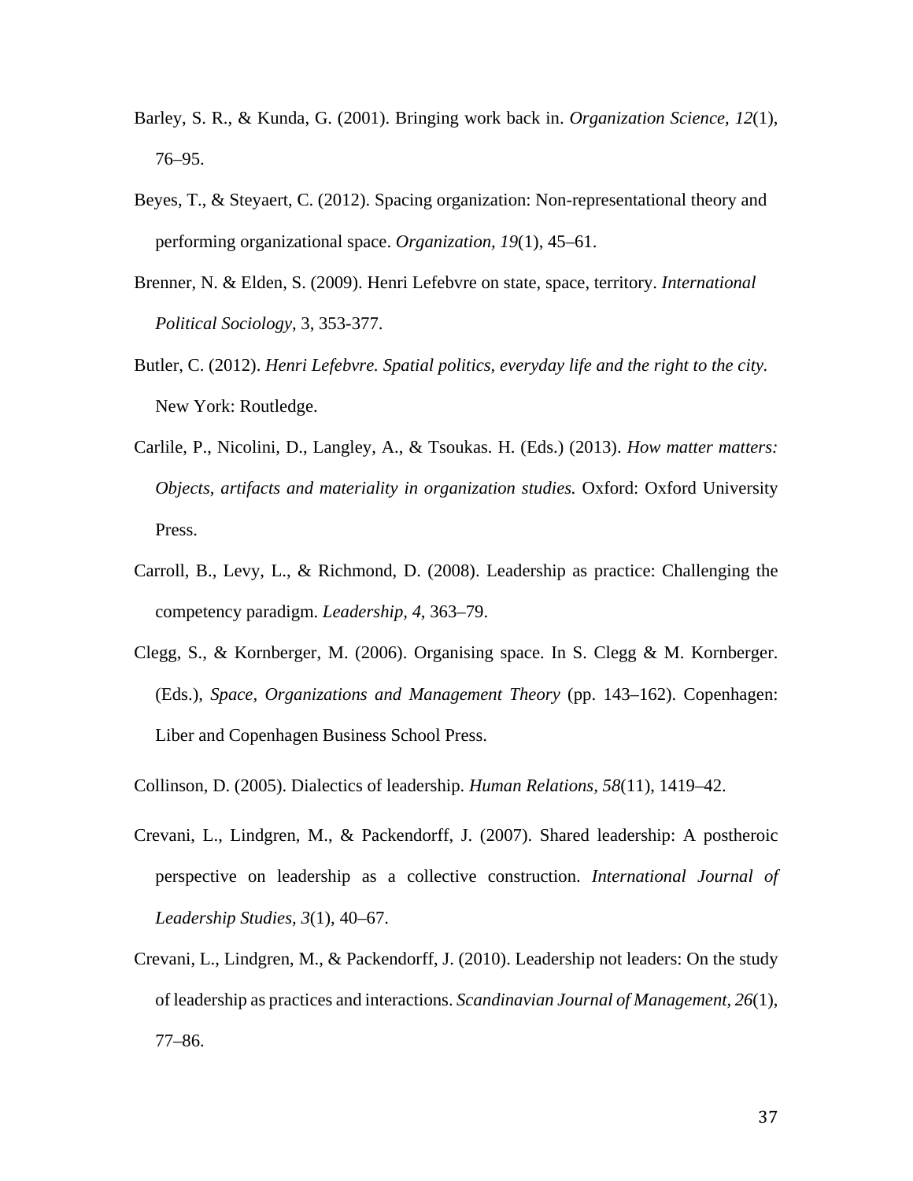Barley, S. R., & Kunda, G. (2001). Bringing work back in. *Organization Science, 12*(1), 76–95.

Beyes, T., & Steyaert, C. (2012). Spacing organization: Non-representational theory and performing organizational space. *Organization, 19*(1), 45–61.

Brenner, N. & Elden, S. (2009). Henri Lefebvre on state, space, territory. *International Political Sociology*, 3, 353-377.

Butler, C. (2012). *Henri Lefebvre. Spatial politics, everyday life and the right to the city.* New York: Routledge.

Carlile, P., Nicolini, D., Langley, A., & Tsoukas. H. (Eds.) (2013). *How matter matters: Objects, artifacts and materiality in organization studies.* Oxford: Oxford University Press.

Carroll, B., Levy, L., & Richmond, D. (2008). Leadership as practice: Challenging the competency paradigm. *Leadership, 4*, 363–79.

Clegg, S., & Kornberger, M. (2006). Organising space. In S. Clegg & M. Kornberger. (Eds.), *Space, Organizations and Management Theory* (pp. 143–162). Copenhagen: Liber and Copenhagen Business School Press.

Collinson, D. (2005). Dialectics of leadership. *Human Relations, 58*(11), 1419–42.

Crevani, L., Lindgren, M., & Packendorff, J. (2007). Shared leadership: A postheroic perspective on leadership as a collective construction. *International Journal of Leadership Studies, 3*(1), 40–67.

Crevani, L., Lindgren, M., & Packendorff, J. (2010). Leadership not leaders: On the study of leadership as practices and interactions. *Scandinavian Journal of Management, 26*(1), 77–86.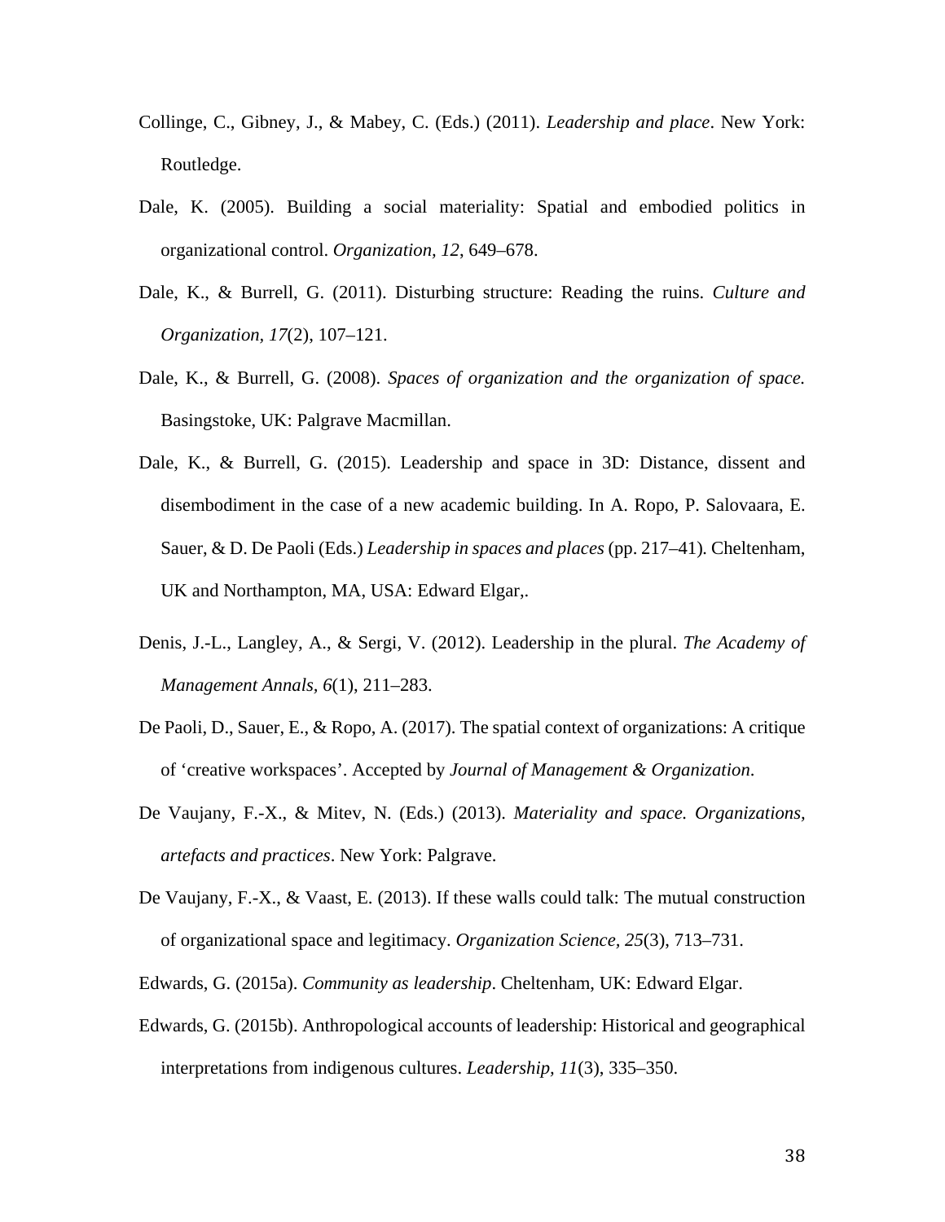Collinge, C., Gibney, J., & Mabey, C. (Eds.) (2011). *Leadership and place*. New York: Routledge.

Dale, K. (2005). Building a social materiality: Spatial and embodied politics in organizational control. *Organization, 12*, 649–678.

Dale, K., & Burrell, G. (2011). Disturbing structure: Reading the ruins. *Culture and Organization, 17*(2), 107–121.

Dale, K., & Burrell, G. (2008). *Spaces of organization and the organization of space.* Basingstoke, UK: Palgrave Macmillan.

Dale, K., & Burrell, G. (2015). Leadership and space in 3D: Distance, dissent and disembodiment in the case of a new academic building. In A. Ropo, P. Salovaara, E. Sauer, & D. De Paoli (Eds.) *Leadership in spaces and places* (pp. 217–41). Cheltenham, UK and Northampton, MA, USA: Edward Elgar,.

Denis, J.-L., Langley, A., & Sergi, V. (2012). Leadership in the plural. *The Academy of Management Annals*, *6*(1), 211–283.

De Paoli, D., Sauer, E., & Ropo, A. (2017). The spatial context of organizations: A critique of 'creative workspaces'. Accepted by *Journal of Management & Organization*.

De Vaujany, F.-X., & Mitev, N. (Eds.) (2013). *Materiality and space. Organizations, artefacts and practices*. New York: Palgrave.

De Vaujany, F.-X., & Vaast, E. (2013). If these walls could talk: The mutual construction of organizational space and legitimacy. *Organization Science*, *25*(3), 713–731.

Edwards, G. (2015a). *Community as leadership*. Cheltenham, UK: Edward Elgar.

Edwards, G. (2015b). Anthropological accounts of leadership: Historical and geographical interpretations from indigenous cultures. *Leadership, 11*(3), 335–350.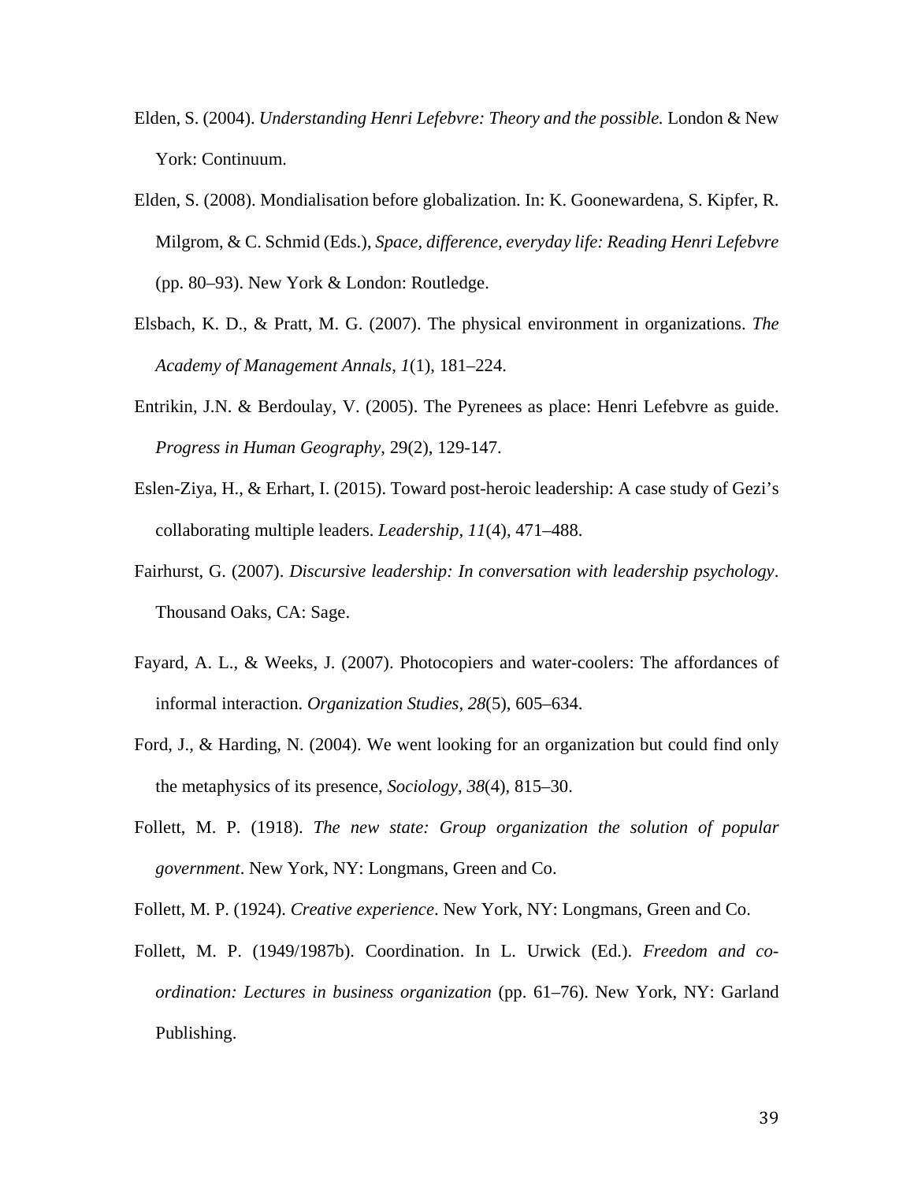Elden, S. (2004). *Understanding Henri Lefebvre: Theory and the possible.* London & New York: Continuum.

Elden, S. (2008). Mondialisation before globalization. In: K. Goonewardena, S. Kipfer, R. Milgrom, & C. Schmid (Eds.), *Space, difference, everyday life: Reading Henri Lefebvre* (pp. 80–93). New York & London: Routledge.

Elsbach, K. D., & Pratt, M. G. (2007). The physical environment in organizations. *The Academy of Management Annals*, *1*(1), 181–224.

Entrikin, J.N. & Berdoulay, V. (2005). The Pyrenees as place: Henri Lefebvre as guide. *Progress in Human Geography*, 29(2), 129-147.

Eslen-Ziya, H., & Erhart, I. (2015). Toward post-heroic leadership: A case study of Gezi's collaborating multiple leaders. *Leadership, 11*(4), 471–488.

Fairhurst, G. (2007). *Discursive leadership: In conversation with leadership psychology*. Thousand Oaks, CA: Sage.

Fayard, A. L., & Weeks, J. (2007). Photocopiers and water-coolers: The affordances of informal interaction. *Organization Studies, 28*(5), 605–634.

Ford, J., & Harding, N. (2004). We went looking for an organization but could find only the metaphysics of its presence, *Sociology, 38*(4), 815–30.

Follett, M. P. (1918). *The new state: Group organization the solution of popular government*. New York, NY: Longmans, Green and Co.

Follett, M. P. (1924). *Creative experience*. New York, NY: Longmans, Green and Co.

Follett, M. P. (1949/1987b). Coordination. In L. Urwick (Ed.). *Freedom and co-ordination: Lectures in business organization* (pp. 61–76). New York, NY: Garland Publishing.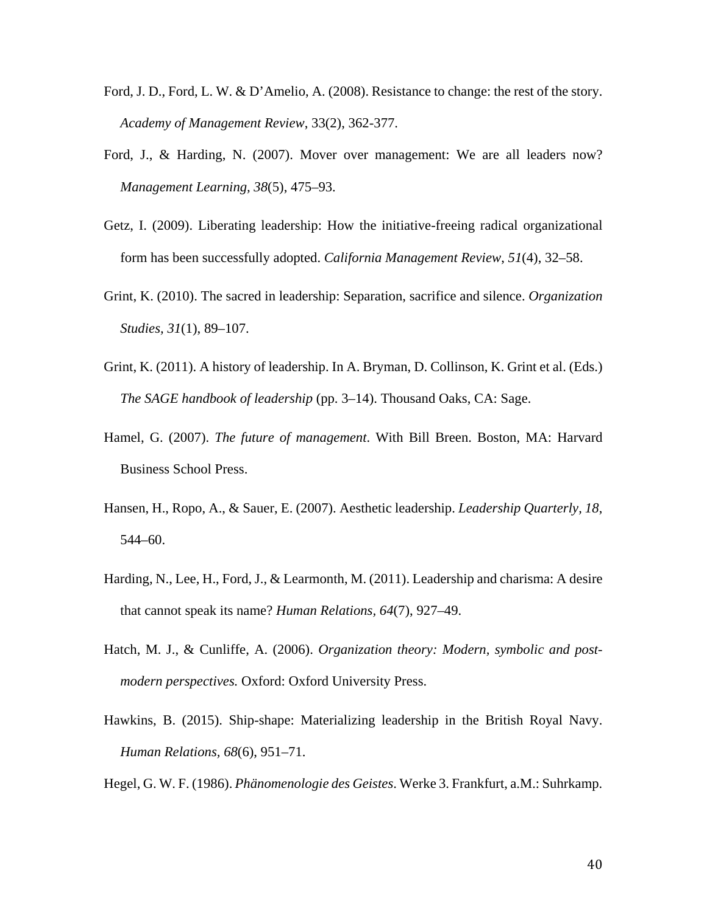Ford, J. D., Ford, L. W. & D'Amelio, A. (2008). Resistance to change: the rest of the story. *Academy of Management Review*, 33(2), 362-377.

Ford, J., & Harding, N. (2007). Mover over management: We are all leaders now? *Management Learning*, *38*(5), 475–93.

Getz, I. (2009). Liberating leadership: How the initiative-freeing radical organizational form has been successfully adopted. *California Management Review*, *51*(4), 32–58.

Grint, K. (2010). The sacred in leadership: Separation, sacrifice and silence. *Organization Studies*, *31*(1), 89–107.

Grint, K. (2011). A history of leadership. In A. Bryman, D. Collinson, K. Grint et al. (Eds.) *The SAGE handbook of leadership* (pp. 3–14). Thousand Oaks, CA: Sage.

Hamel, G. (2007). *The future of management*. With Bill Breen. Boston, MA: Harvard Business School Press.

Hansen, H., Ropo, A., & Sauer, E. (2007). Aesthetic leadership. *Leadership Quarterly*, *18*, 544–60.

Harding, N., Lee, H., Ford, J., & Learmonth, M. (2011). Leadership and charisma: A desire that cannot speak its name? *Human Relations*, *64*(7), 927–49.

Hatch, M. J., & Cunliffe, A. (2006). *Organization theory: Modern, symbolic and post-modern perspectives.* Oxford: Oxford University Press.

Hawkins, B. (2015). Ship-shape: Materializing leadership in the British Royal Navy. *Human Relations*, *68*(6), 951–71.

Hegel, G. W. F. (1986). *Phänomenologie des Geistes*. Werke 3. Frankfurt, a.M.: Suhrkamp.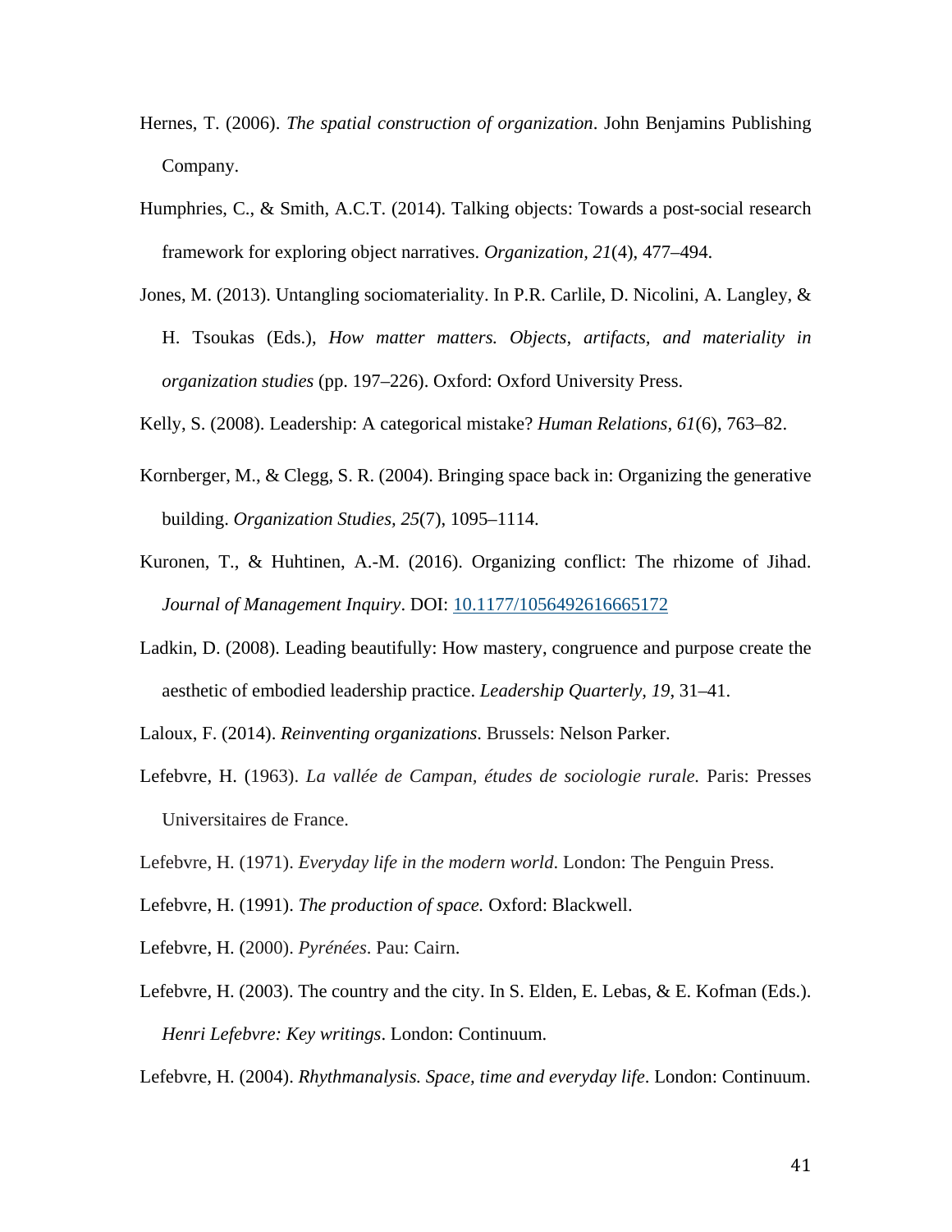Hernes, T. (2006). *The spatial construction of organization*. John Benjamins Publishing Company.

Humphries, C., & Smith, A.C.T. (2014). Talking objects: Towards a post-social research framework for exploring object narratives. *Organization, 21*(4), 477–494.

Jones, M. (2013). Untangling sociomateriality. In P.R. Carlile, D. Nicolini, A. Langley, & H. Tsoukas (Eds.), *How matter matters. Objects, artifacts, and materiality in organization studies* (pp. 197–226). Oxford: Oxford University Press.

Kelly, S. (2008). Leadership: A categorical mistake? *Human Relations, 61*(6), 763–82.

Kornberger, M., & Clegg, S. R. (2004). Bringing space back in: Organizing the generative building. *Organization Studies, 25*(7), 1095–1114.

Kuronen, T., & Huhtinen, A.-M. (2016). Organizing conflict: The rhizome of Jihad. *Journal of Management Inquiry*. DOI: [10.1177/1056492616665172](https://doi.org/10.1177/1056492616665172)

Ladkin, D. (2008). Leading beautifully: How mastery, congruence and purpose create the aesthetic of embodied leadership practice. *Leadership Quarterly, 19*, 31–41.

Laloux, F. (2014). *Reinventing organizations*. Brussels: Nelson Parker.

Lefebvre, H. (1963). *La vallée de Campan, études de sociologie rurale.* Paris: Presses Universitaires de France.

Lefebvre, H. (1971). *Everyday life in the modern world*. London: The Penguin Press.

Lefebvre, H. (1991). *The production of space.* Oxford: Blackwell.

Lefebvre, H. (2000). *Pyrénées*. Pau: Cairn.

Lefebvre, H. (2003). The country and the city. In S. Elden, E. Lebas, & E. Kofman (Eds.). *Henri Lefebvre: Key writings*. London: Continuum.

Lefebvre, H. (2004). *Rhythmanalysis. Space, time and everyday life*. London: Continuum.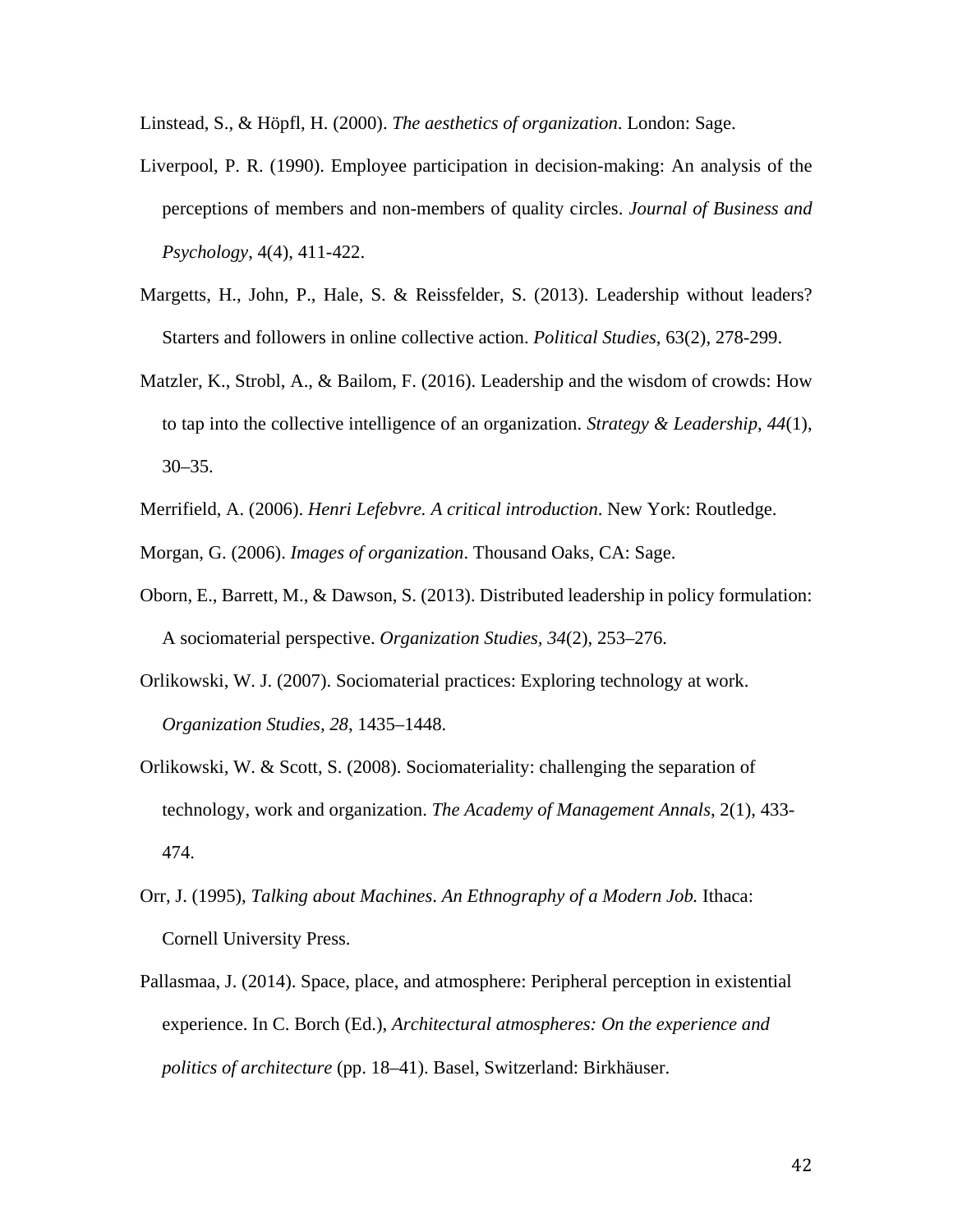Linstead, S., & Höpfl, H. (2000). *The aesthetics of organization*. London: Sage.

Liverpool, P. R. (1990). Employee participation in decision-making: An analysis of the perceptions of members and non-members of quality circles. *Journal of Business and Psychology*, 4(4), 411-422.

Margetts, H., John, P., Hale, S. & Reissfelder, S. (2013). Leadership without leaders? Starters and followers in online collective action. *Political Studies*, 63(2), 278-299.

Matzler, K., Strobl, A., & Bailom, F. (2016). Leadership and the wisdom of crowds: How to tap into the collective intelligence of an organization. *Strategy & Leadership*, *44*(1), 30–35.

Merrifield, A. (2006). *Henri Lefebvre. A critical introduction*. New York: Routledge.

Morgan, G. (2006). *Images of organization*. Thousand Oaks, CA: Sage.

Oborn, E., Barrett, M., & Dawson, S. (2013). Distributed leadership in policy formulation: A sociomaterial perspective. *Organization Studies*, *34*(2), 253–276.

Orlikowski, W. J. (2007). Sociomaterial practices: Exploring technology at work. *Organization Studies, 28*, 1435–1448.

Orlikowski, W. & Scott, S. (2008). Sociomateriality: challenging the separation of technology, work and organization. *The Academy of Management Annals*, 2(1), 433-474.

Orr, J. (1995), *Talking about Machines*. *An Ethnography of a Modern Job.* Ithaca: Cornell University Press.

Pallasmaa, J. (2014). Space, place, and atmosphere: Peripheral perception in existential experience. In C. Borch (Ed.), *Architectural atmospheres: On the experience and politics of architecture* (pp. 18–41). Basel, Switzerland: Birkhäuser.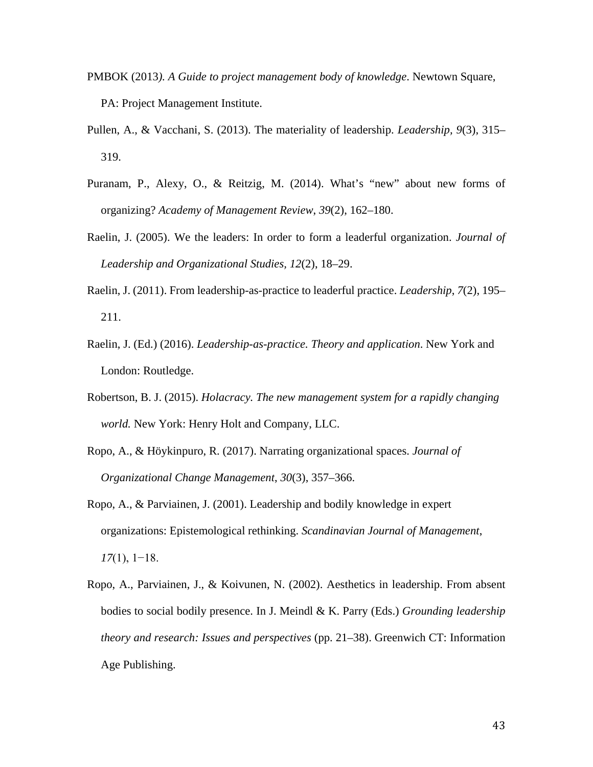PMBOK (2013*). A Guide to project management body of knowledge*. Newtown Square, PA: Project Management Institute.

Pullen, A., & Vacchani, S. (2013). The materiality of leadership. *Leadership*, *9*(3), 315–319.

Puranam, P., Alexy, O., & Reitzig, M. (2014). What's "new" about new forms of organizing? *Academy of Management Review*, *39*(2), 162–180.

Raelin, J. (2005). We the leaders: In order to form a leaderful organization. *Journal of Leadership and Organizational Studies*, *12*(2), 18–29.

Raelin, J. (2011). From leadership-as-practice to leaderful practice. *Leadership*, *7*(2), 195–211.

Raelin, J. (Ed.) (2016). *Leadership-as-practice. Theory and application*. New York and London: Routledge.

Robertson, B. J. (2015). *Holacracy. The new management system for a rapidly changing world.* New York: Henry Holt and Company, LLC.

Ropo, A., & Höykinpuro, R. (2017). Narrating organizational spaces. *Journal of Organizational Change Management*, *30*(3), 357–366.

Ropo, A., & Parviainen, J. (2001). Leadership and bodily knowledge in expert organizations: Epistemological rethinking. *Scandinavian Journal of Management*, *17*(1), 1−18.

Ropo, A., Parviainen, J., & Koivunen, N. (2002). Aesthetics in leadership. From absent bodies to social bodily presence. In J. Meindl & K. Parry (Eds.) *Grounding leadership theory and research: Issues and perspectives* (pp. 21–38). Greenwich CT: Information Age Publishing.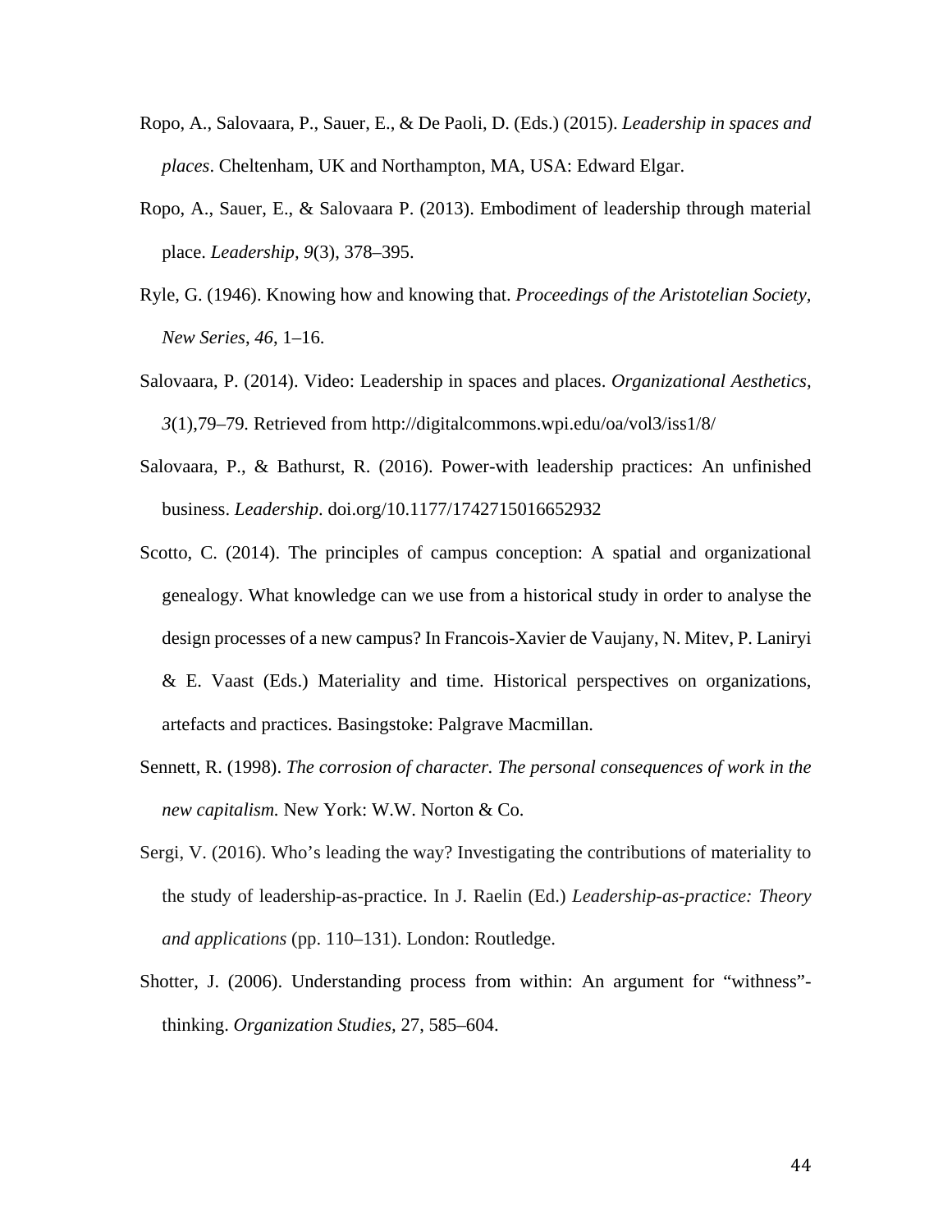Ropo, A., Salovaara, P., Sauer, E., & De Paoli, D. (Eds.) (2015). *Leadership in spaces and places*. Cheltenham, UK and Northampton, MA, USA: Edward Elgar.

Ropo, A., Sauer, E., & Salovaara P. (2013). Embodiment of leadership through material place. *Leadership, 9*(3), 378–395.

Ryle, G. (1946). Knowing how and knowing that. *Proceedings of the Aristotelian Society, New Series*, *46*, 1–16.

Salovaara, P. (2014). Video: Leadership in spaces and places. *Organizational Aesthetics*, *3*(1),79–79. Retrieved from http://digitalcommons.wpi.edu/oa/vol3/iss1/8/

Salovaara, P., & Bathurst, R. (2016). Power-with leadership practices: An unfinished business. *Leadership*. doi.org/10.1177/1742715016652932

Scotto, C. (2014). The principles of campus conception: A spatial and organizational genealogy. What knowledge can we use from a historical study in order to analyse the design processes of a new campus? In Francois-Xavier de Vaujany, N. Mitev, P. Laniryi & E. Vaast (Eds.) Materiality and time. Historical perspectives on organizations, artefacts and practices. Basingstoke: Palgrave Macmillan.

Sennett, R. (1998). *The corrosion of character. The personal consequences of work in the new capitalism.* New York: W.W. Norton & Co.

Sergi, V. (2016). Who's leading the way? Investigating the contributions of materiality to the study of leadership-as-practice. In J. Raelin (Ed.) *Leadership-as-practice: Theory and applications* (pp. 110–131). London: Routledge.

Shotter, J. (2006). Understanding process from within: An argument for "withness"-thinking. *Organization Studies*, 27, 585–604.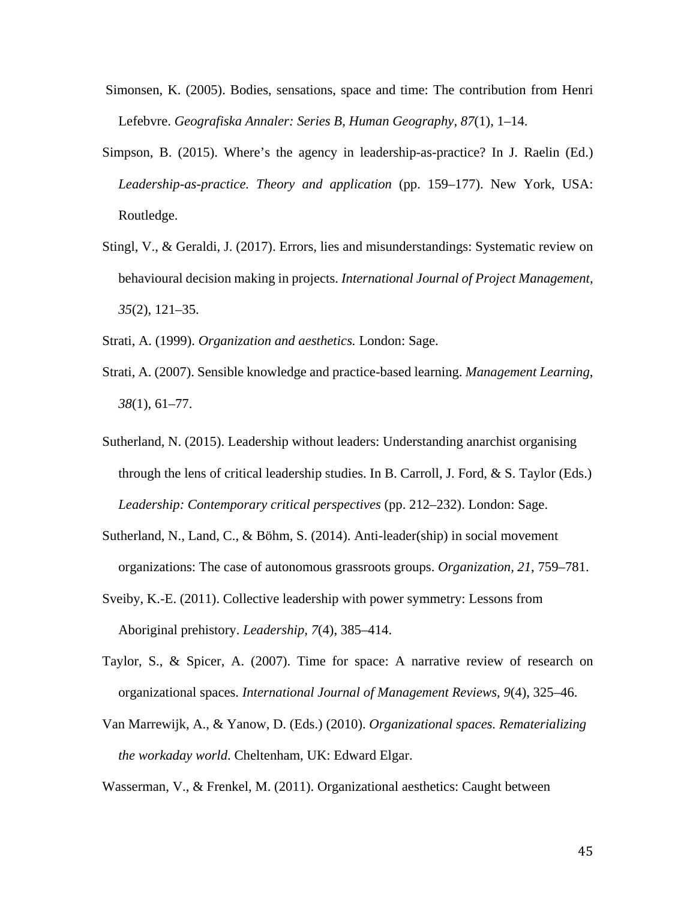Simonsen, K. (2005). Bodies, sensations, space and time: The contribution from Henri Lefebvre. *Geografiska Annaler: Series B, Human Geography, 87*(1), 1–14.

Simpson, B. (2015). Where's the agency in leadership-as-practice? In J. Raelin (Ed.) *Leadership-as-practice. Theory and application* (pp. 159–177). New York, USA: Routledge.

Stingl, V., & Geraldi, J. (2017). Errors, lies and misunderstandings: Systematic review on behavioural decision making in projects. *International Journal of Project Management, 35*(2), 121–35.

Strati, A. (1999). *Organization and aesthetics.* London: Sage.

Strati, A. (2007). Sensible knowledge and practice-based learning. *Management Learning*, *38*(1), 61–77.

Sutherland, N. (2015). Leadership without leaders: Understanding anarchist organising through the lens of critical leadership studies. In B. Carroll, J. Ford, & S. Taylor (Eds.) *Leadership: Contemporary critical perspectives* (pp. 212–232). London: Sage.

Sutherland, N., Land, C., & Böhm, S. (2014). Anti-leader(ship) in social movement organizations: The case of autonomous grassroots groups. *Organization, 21*, 759–781.

Sveiby, K.-E. (2011). Collective leadership with power symmetry: Lessons from Aboriginal prehistory. *Leadership, 7*(4), 385–414.

Taylor, S., & Spicer, A. (2007). Time for space: A narrative review of research on organizational spaces. *International Journal of Management Reviews, 9*(4), 325–46.

Van Marrewijk, A., & Yanow, D. (Eds.) (2010). *Organizational spaces. Rematerializing the workaday world*. Cheltenham, UK: Edward Elgar.

Wasserman, V., & Frenkel, M. (2011). Organizational aesthetics: Caught between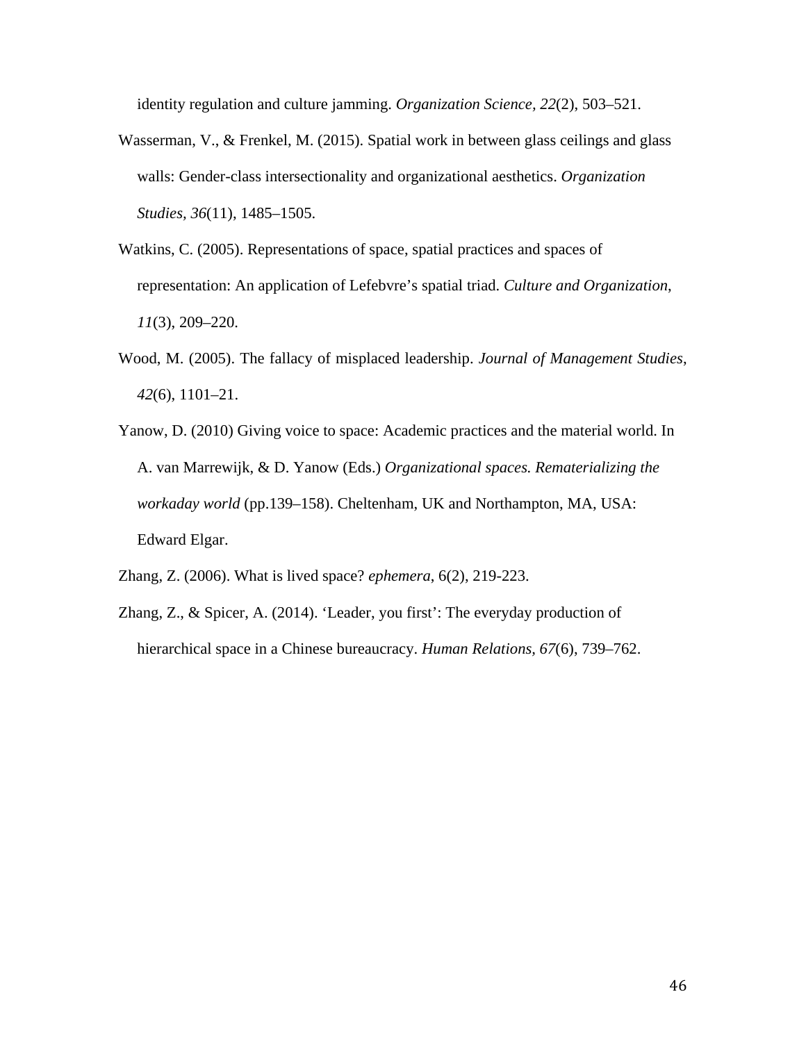identity regulation and culture jamming. *Organization Science, 22*(2), 503–521.

Wasserman, V., & Frenkel, M. (2015). Spatial work in between glass ceilings and glass walls: Gender-class intersectionality and organizational aesthetics. *Organization Studies, 36*(11), 1485–1505.

Watkins, C. (2005). Representations of space, spatial practices and spaces of representation: An application of Lefebvre's spatial triad. *Culture and Organization*, *11*(3), 209–220.

Wood, M. (2005). The fallacy of misplaced leadership. *Journal of Management Studies*, *42*(6), 1101–21.

Yanow, D. (2010) Giving voice to space: Academic practices and the material world. In A. van Marrewijk, & D. Yanow (Eds.) *Organizational spaces. Rematerializing the workaday world* (pp.139–158). Cheltenham, UK and Northampton, MA, USA: Edward Elgar.

Zhang, Z. (2006). What is lived space? *ephemera*, 6(2), 219-223.

Zhang, Z., & Spicer, A. (2014). 'Leader, you first': The everyday production of hierarchical space in a Chinese bureaucracy. *Human Relations, 67*(6), 739–762.